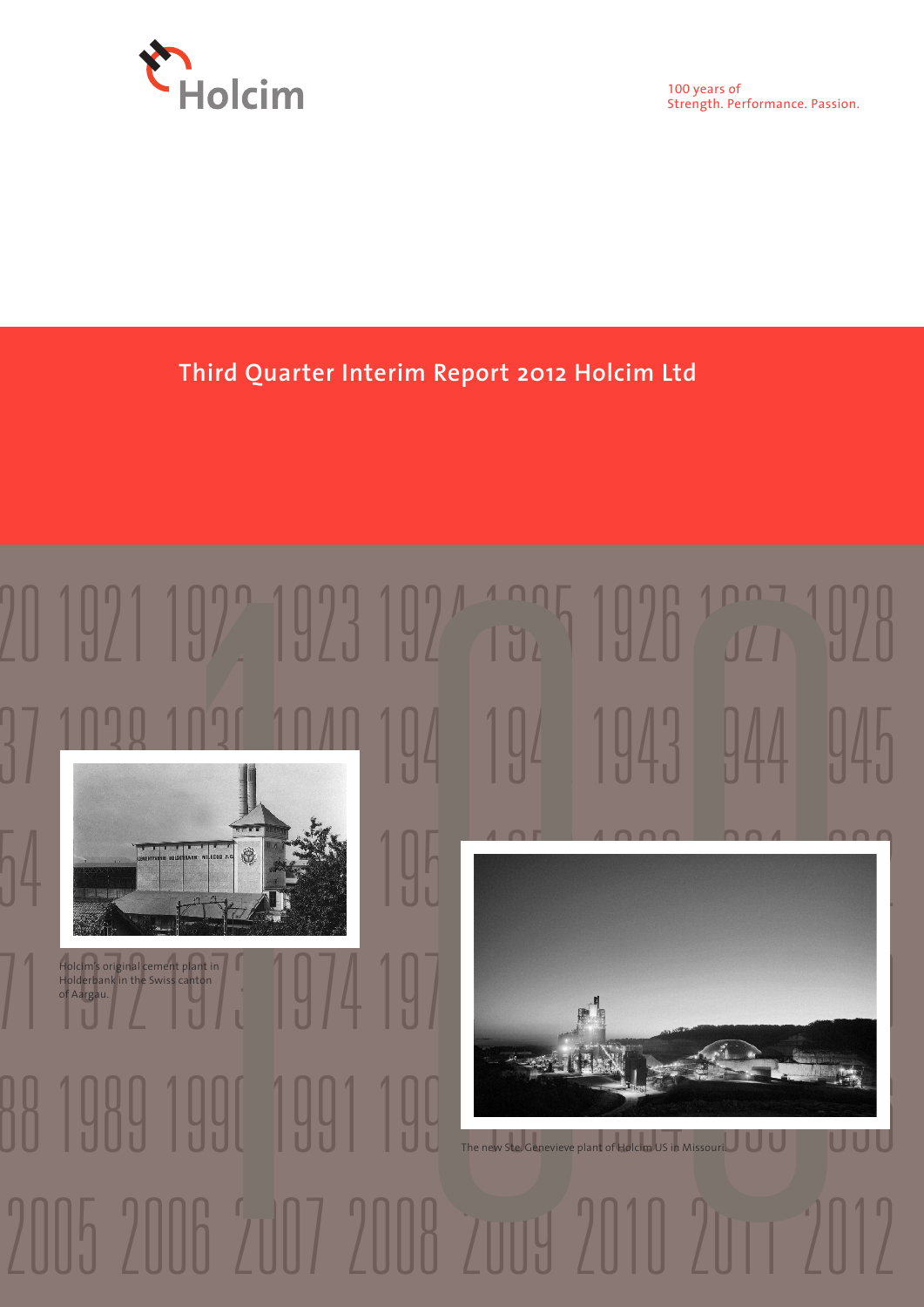Holcim

100 years of
Strength. Performance. Passion.

# Third Quarter Interim Report 2012 Holcim Ltd

Holcim's original cement plant in Holderbank in the Swiss canton of Aargau.

The new Ste. Genevieve plant of Holcim US in Missouri.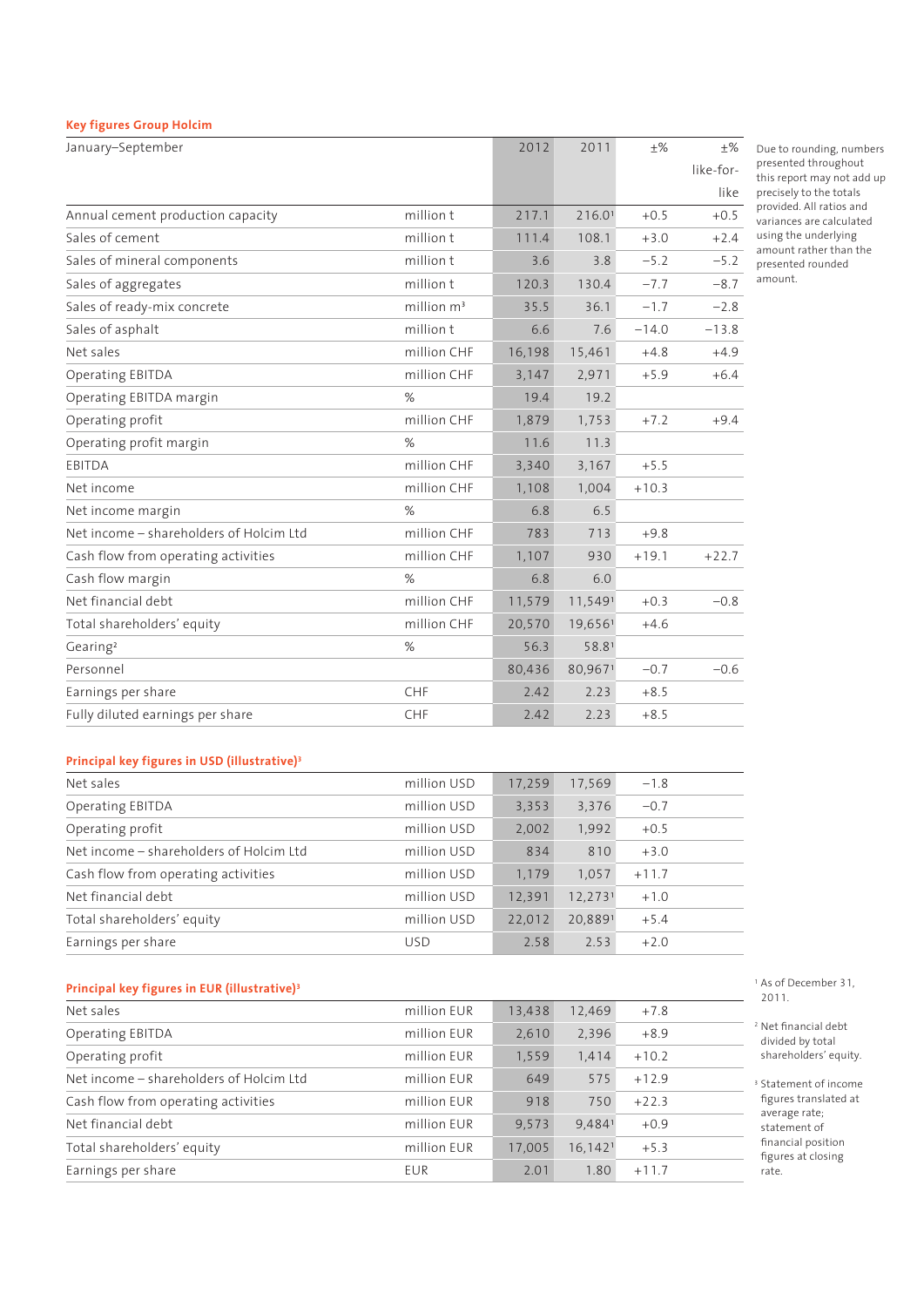## Key figures Group Holcim

| January–September | | 2012 | 2011 | ±% | ±% like-for-like |
|---|---|---|---|---|---|
| Annual cement production capacity | million t | 217.1 | 216.0[1] | +0.5 | +0.5 |
| Sales of cement | million t | 111.4 | 108.1 | +3.0 | +2.4 |
| Sales of mineral components | million t | 3.6 | 3.8 | −5.2 | −5.2 |
| Sales of aggregates | million t | 120.3 | 130.4 | −7.7 | −8.7 |
| Sales of ready-mix concrete | million m³ | 35.5 | 36.1 | −1.7 | −2.8 |
| Sales of asphalt | million t | 6.6 | 7.6 | −14.0 | −13.8 |
| Net sales | million CHF | 16,198 | 15,461 | +4.8 | +4.9 |
| Operating EBITDA | million CHF | 3,147 | 2,971 | +5.9 | +6.4 |
| Operating EBITDA margin | % | 19.4 | 19.2 | | |
| Operating profit | million CHF | 1,879 | 1,753 | +7.2 | +9.4 |
| Operating profit margin | % | 11.6 | 11.3 | | |
| EBITDA | million CHF | 3,340 | 3,167 | +5.5 | |
| Net income | million CHF | 1,108 | 1,004 | +10.3 | |
| Net income margin | % | 6.8 | 6.5 | | |
| Net income – shareholders of Holcim Ltd | million CHF | 783 | 713 | +9.8 | |
| Cash flow from operating activities | million CHF | 1,107 | 930 | +19.1 | +22.7 |
| Cash flow margin | % | 6.8 | 6.0 | | |
| Net financial debt | million CHF | 11,579 | 11,549[1] | +0.3 | −0.8 |
| Total shareholders' equity | million CHF | 20,570 | 19,656[1] | +4.6 | |
| Gearing[2] | % | 56.3 | 58.8[1] | | |
| Personnel | | 80,436 | 80,967[1] | −0.7 | −0.6 |
| Earnings per share | CHF | 2.42 | 2.23 | +8.5 | |
| Fully diluted earnings per share | CHF | 2.42 | 2.23 | +8.5 | |

Due to rounding, numbers presented throughout this report may not add up precisely to the totals provided. All ratios and variances are calculated using the underlying amount rather than the presented rounded amount.

## Principal key figures in USD (illustrative)[3]

| | | 2012 | 2011 | ±% |
|---|---|---|---|---|
| Net sales | million USD | 17,259 | 17,569 | −1.8 |
| Operating EBITDA | million USD | 3,353 | 3,376 | −0.7 |
| Operating profit | million USD | 2,002 | 1,992 | +0.5 |
| Net income – shareholders of Holcim Ltd | million USD | 834 | 810 | +3.0 |
| Cash flow from operating activities | million USD | 1,179 | 1,057 | +11.7 |
| Net financial debt | million USD | 12,391 | 12,273[1] | +1.0 |
| Total shareholders' equity | million USD | 22,012 | 20,889[1] | +5.4 |
| Earnings per share | USD | 2.58 | 2.53 | +2.0 |

## Principal key figures in EUR (illustrative)[3]

| | | 2012 | 2011 | ±% |
|---|---|---|---|---|
| Net sales | million EUR | 13,438 | 12,469 | +7.8 |
| Operating EBITDA | million EUR | 2,610 | 2,396 | +8.9 |
| Operating profit | million EUR | 1,559 | 1,414 | +10.2 |
| Net income – shareholders of Holcim Ltd | million EUR | 649 | 575 | +12.9 |
| Cash flow from operating activities | million EUR | 918 | 750 | +22.3 |
| Net financial debt | million EUR | 9,573 | 9,484[1] | +0.9 |
| Total shareholders' equity | million EUR | 17,005 | 16,142[1] | +5.3 |
| Earnings per share | EUR | 2.01 | 1.80 | +11.7 |

[1] As of December 31, 2011.

[2] Net financial debt divided by total shareholders' equity.

[3] Statement of income figures translated at average rate; statement of financial position figures at closing rate.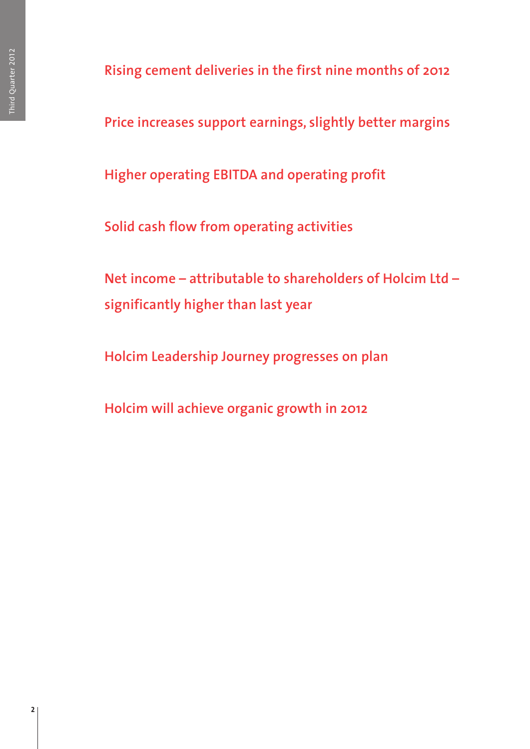Rising cement deliveries in the first nine months of 2012

Price increases support earnings, slightly better margins

Higher operating EBITDA and operating profit

Solid cash flow from operating activities

Net income – attributable to shareholders of Holcim Ltd – significantly higher than last year

Holcim Leadership Journey progresses on plan

Holcim will achieve organic growth in 2012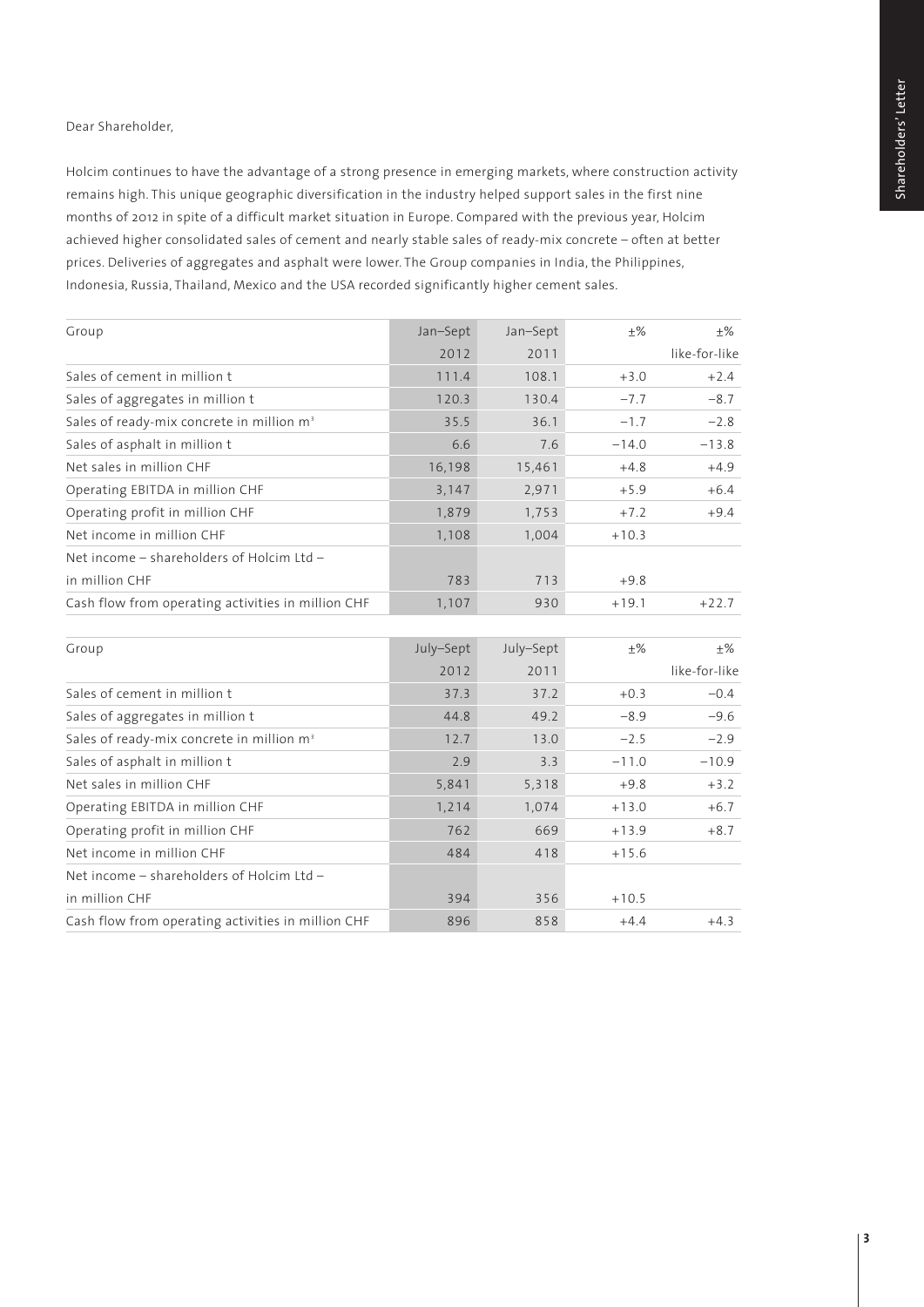Dear Shareholder,

Holcim continues to have the advantage of a strong presence in emerging markets, where construction activity remains high. This unique geographic diversification in the industry helped support sales in the first nine months of 2012 in spite of a difficult market situation in Europe. Compared with the previous year, Holcim achieved higher consolidated sales of cement and nearly stable sales of ready-mix concrete – often at better prices. Deliveries of aggregates and asphalt were lower. The Group companies in India, the Philippines, Indonesia, Russia, Thailand, Mexico and the USA recorded significantly higher cement sales.

| Group | Jan–Sept 2012 | Jan–Sept 2011 | ±% | ±% like-for-like |
|---|---|---|---|---|
| Sales of cement in million t | 111.4 | 108.1 | +3.0 | +2.4 |
| Sales of aggregates in million t | 120.3 | 130.4 | −7.7 | −8.7 |
| Sales of ready-mix concrete in million $m^3$ | 35.5 | 36.1 | −1.7 | −2.8 |
| Sales of asphalt in million t | 6.6 | 7.6 | −14.0 | −13.8 |
| Net sales in million CHF | 16,198 | 15,461 | +4.8 | +4.9 |
| Operating EBITDA in million CHF | 3,147 | 2,971 | +5.9 | +6.4 |
| Operating profit in million CHF | 1,879 | 1,753 | +7.2 | +9.4 |
| Net income in million CHF | 1,108 | 1,004 | +10.3 | |
| Net income – shareholders of Holcim Ltd – in million CHF | 783 | 713 | +9.8 | |
| Cash flow from operating activities in million CHF | 1,107 | 930 | +19.1 | +22.7 |

| Group | July–Sept 2012 | July–Sept 2011 | ±% | ±% like-for-like |
|---|---|---|---|---|
| Sales of cement in million t | 37.3 | 37.2 | +0.3 | −0.4 |
| Sales of aggregates in million t | 44.8 | 49.2 | −8.9 | −9.6 |
| Sales of ready-mix concrete in million $m^3$ | 12.7 | 13.0 | −2.5 | −2.9 |
| Sales of asphalt in million t | 2.9 | 3.3 | −11.0 | −10.9 |
| Net sales in million CHF | 5,841 | 5,318 | +9.8 | +3.2 |
| Operating EBITDA in million CHF | 1,214 | 1,074 | +13.0 | +6.7 |
| Operating profit in million CHF | 762 | 669 | +13.9 | +8.7 |
| Net income in million CHF | 484 | 418 | +15.6 | |
| Net income – shareholders of Holcim Ltd – in million CHF | 394 | 356 | +10.5 | |
| Cash flow from operating activities in million CHF | 896 | 858 | +4.4 | +4.3 |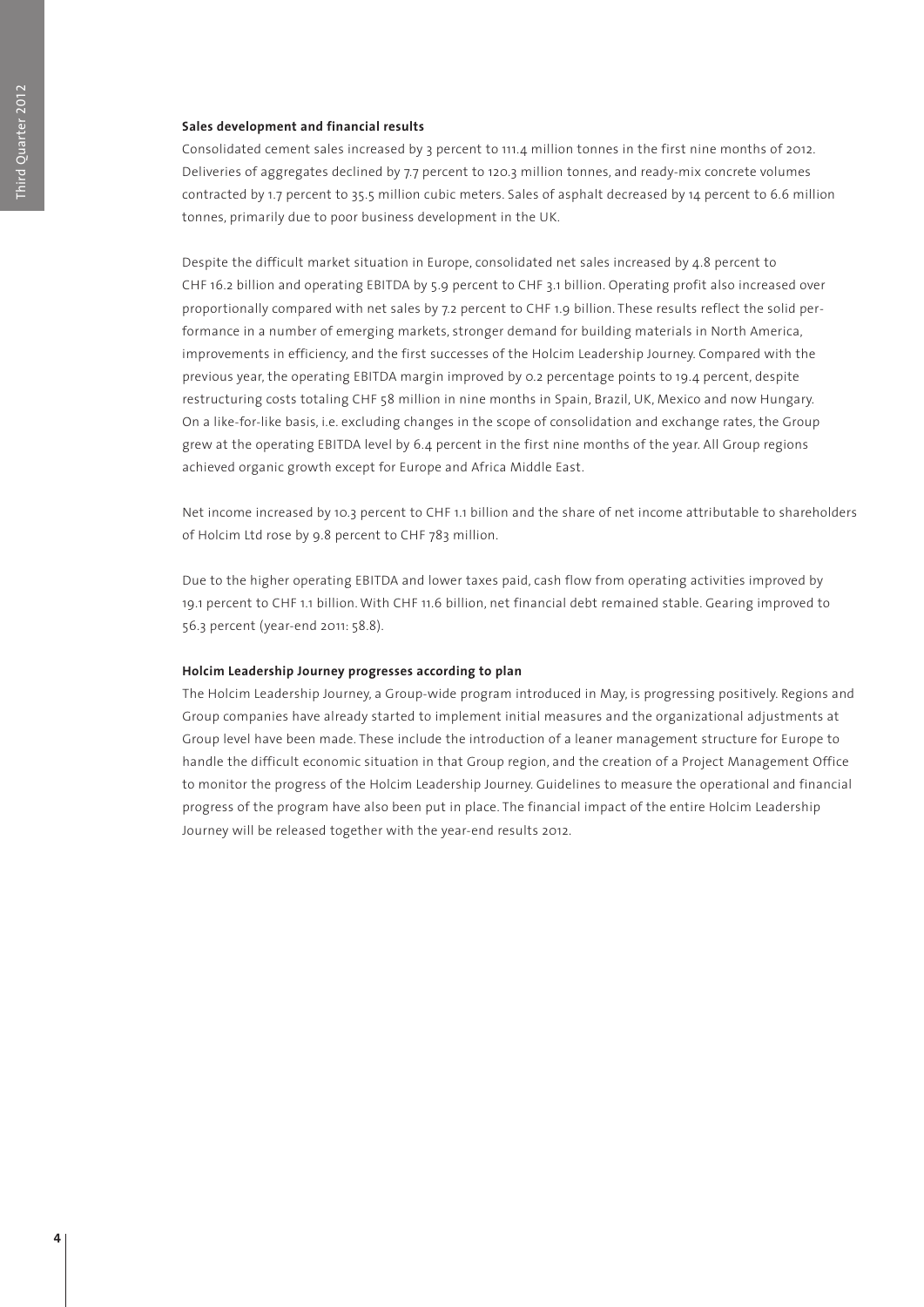### Sales development and financial results

Consolidated cement sales increased by 3 percent to 111.4 million tonnes in the first nine months of 2012. Deliveries of aggregates declined by 7.7 percent to 120.3 million tonnes, and ready-mix concrete volumes contracted by 1.7 percent to 35.5 million cubic meters. Sales of asphalt decreased by 14 percent to 6.6 million tonnes, primarily due to poor business development in the UK.

Despite the difficult market situation in Europe, consolidated net sales increased by 4.8 percent to CHF 16.2 billion and operating EBITDA by 5.9 percent to CHF 3.1 billion. Operating profit also increased over proportionally compared with net sales by 7.2 percent to CHF 1.9 billion. These results reflect the solid performance in a number of emerging markets, stronger demand for building materials in North America, improvements in efficiency, and the first successes of the Holcim Leadership Journey. Compared with the previous year, the operating EBITDA margin improved by 0.2 percentage points to 19.4 percent, despite restructuring costs totaling CHF 58 million in nine months in Spain, Brazil, UK, Mexico and now Hungary. On a like-for-like basis, i.e. excluding changes in the scope of consolidation and exchange rates, the Group grew at the operating EBITDA level by 6.4 percent in the first nine months of the year. All Group regions achieved organic growth except for Europe and Africa Middle East.

Net income increased by 10.3 percent to CHF 1.1 billion and the share of net income attributable to shareholders of Holcim Ltd rose by 9.8 percent to CHF 783 million.

Due to the higher operating EBITDA and lower taxes paid, cash flow from operating activities improved by 19.1 percent to CHF 1.1 billion. With CHF 11.6 billion, net financial debt remained stable. Gearing improved to 56.3 percent (year-end 2011: 58.8).

### Holcim Leadership Journey progresses according to plan

The Holcim Leadership Journey, a Group-wide program introduced in May, is progressing positively. Regions and Group companies have already started to implement initial measures and the organizational adjustments at Group level have been made. These include the introduction of a leaner management structure for Europe to handle the difficult economic situation in that Group region, and the creation of a Project Management Office to monitor the progress of the Holcim Leadership Journey. Guidelines to measure the operational and financial progress of the program have also been put in place. The financial impact of the entire Holcim Leadership Journey will be released together with the year-end results 2012.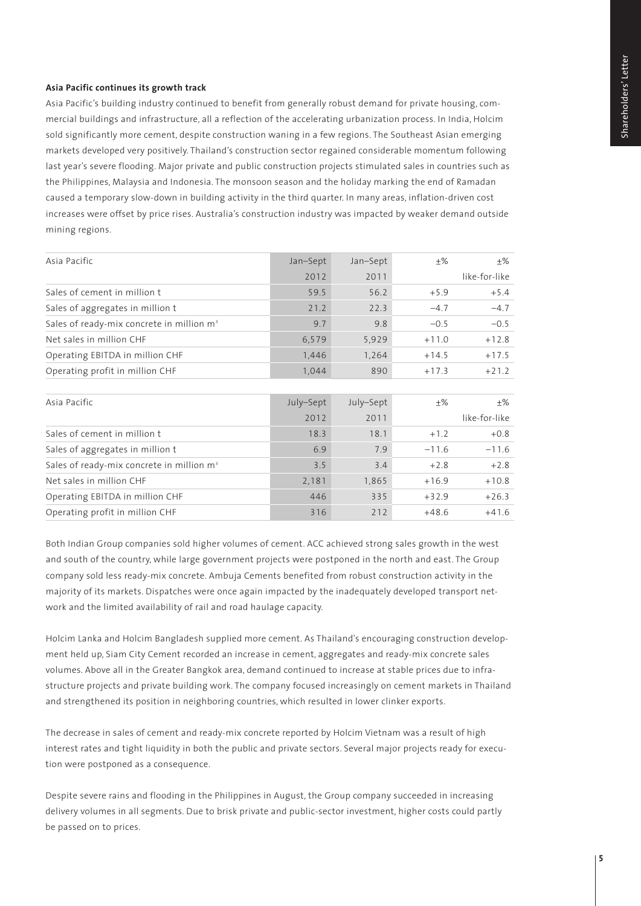### Asia Pacific continues its growth track

Asia Pacific's building industry continued to benefit from generally robust demand for private housing, commercial buildings and infrastructure, all a reflection of the accelerating urbanization process. In India, Holcim sold significantly more cement, despite construction waning in a few regions. The Southeast Asian emerging markets developed very positively. Thailand's construction sector regained considerable momentum following last year's severe flooding. Major private and public construction projects stimulated sales in countries such as the Philippines, Malaysia and Indonesia. The monsoon season and the holiday marking the end of Ramadan caused a temporary slow-down in building activity in the third quarter. In many areas, inflation-driven cost increases were offset by price rises. Australia's construction industry was impacted by weaker demand outside mining regions.

| Asia Pacific | Jan–Sept 2012 | Jan–Sept 2011 | ±% | ±% like-for-like |
|---|---|---|---|---|
| Sales of cement in million t | 59.5 | 56.2 | +5.9 | +5.4 |
| Sales of aggregates in million t | 21.2 | 22.3 | −4.7 | −4.7 |
| Sales of ready-mix concrete in million $m^3$ | 9.7 | 9.8 | −0.5 | −0.5 |
| Net sales in million CHF | 6,579 | 5,929 | +11.0 | +12.8 |
| Operating EBITDA in million CHF | 1,446 | 1,264 | +14.5 | +17.5 |
| Operating profit in million CHF | 1,044 | 890 | +17.3 | +21.2 |

| Asia Pacific | July–Sept 2012 | July–Sept 2011 | ±% | ±% like-for-like |
|---|---|---|---|---|
| Sales of cement in million t | 18.3 | 18.1 | +1.2 | +0.8 |
| Sales of aggregates in million t | 6.9 | 7.9 | −11.6 | −11.6 |
| Sales of ready-mix concrete in million $m^3$ | 3.5 | 3.4 | +2.8 | +2.8 |
| Net sales in million CHF | 2,181 | 1,865 | +16.9 | +10.8 |
| Operating EBITDA in million CHF | 446 | 335 | +32.9 | +26.3 |
| Operating profit in million CHF | 316 | 212 | +48.6 | +41.6 |

Both Indian Group companies sold higher volumes of cement. ACC achieved strong sales growth in the west and south of the country, while large government projects were postponed in the north and east. The Group company sold less ready-mix concrete. Ambuja Cements benefited from robust construction activity in the majority of its markets. Dispatches were once again impacted by the inadequately developed transport network and the limited availability of rail and road haulage capacity.

Holcim Lanka and Holcim Bangladesh supplied more cement. As Thailand's encouraging construction development held up, Siam City Cement recorded an increase in cement, aggregates and ready-mix concrete sales volumes. Above all in the Greater Bangkok area, demand continued to increase at stable prices due to infrastructure projects and private building work. The company focused increasingly on cement markets in Thailand and strengthened its position in neighboring countries, which resulted in lower clinker exports.

The decrease in sales of cement and ready-mix concrete reported by Holcim Vietnam was a result of high interest rates and tight liquidity in both the public and private sectors. Several major projects ready for execution were postponed as a consequence.

Despite severe rains and flooding in the Philippines in August, the Group company succeeded in increasing delivery volumes in all segments. Due to brisk private and public-sector investment, higher costs could partly be passed on to prices.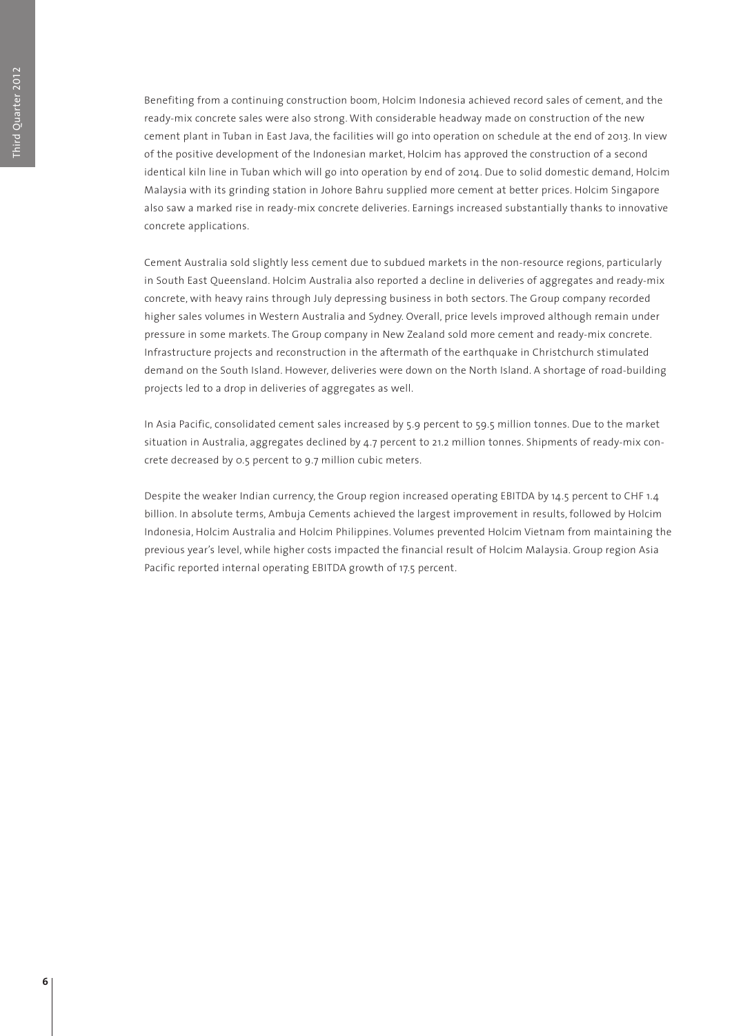Benefiting from a continuing construction boom, Holcim Indonesia achieved record sales of cement, and the ready-mix concrete sales were also strong. With considerable headway made on construction of the new cement plant in Tuban in East Java, the facilities will go into operation on schedule at the end of 2013. In view of the positive development of the Indonesian market, Holcim has approved the construction of a second identical kiln line in Tuban which will go into operation by end of 2014. Due to solid domestic demand, Holcim Malaysia with its grinding station in Johore Bahru supplied more cement at better prices. Holcim Singapore also saw a marked rise in ready-mix concrete deliveries. Earnings increased substantially thanks to innovative concrete applications.

Cement Australia sold slightly less cement due to subdued markets in the non-resource regions, particularly in South East Queensland. Holcim Australia also reported a decline in deliveries of aggregates and ready-mix concrete, with heavy rains through July depressing business in both sectors. The Group company recorded higher sales volumes in Western Australia and Sydney. Overall, price levels improved although remain under pressure in some markets. The Group company in New Zealand sold more cement and ready-mix concrete. Infrastructure projects and reconstruction in the aftermath of the earthquake in Christchurch stimulated demand on the South Island. However, deliveries were down on the North Island. A shortage of road-building projects led to a drop in deliveries of aggregates as well.

In Asia Pacific, consolidated cement sales increased by 5.9 percent to 59.5 million tonnes. Due to the market situation in Australia, aggregates declined by 4.7 percent to 21.2 million tonnes. Shipments of ready-mix concrete decreased by 0.5 percent to 9.7 million cubic meters.

Despite the weaker Indian currency, the Group region increased operating EBITDA by 14.5 percent to CHF 1.4 billion. In absolute terms, Ambuja Cements achieved the largest improvement in results, followed by Holcim Indonesia, Holcim Australia and Holcim Philippines. Volumes prevented Holcim Vietnam from maintaining the previous year's level, while higher costs impacted the financial result of Holcim Malaysia. Group region Asia Pacific reported internal operating EBITDA growth of 17.5 percent.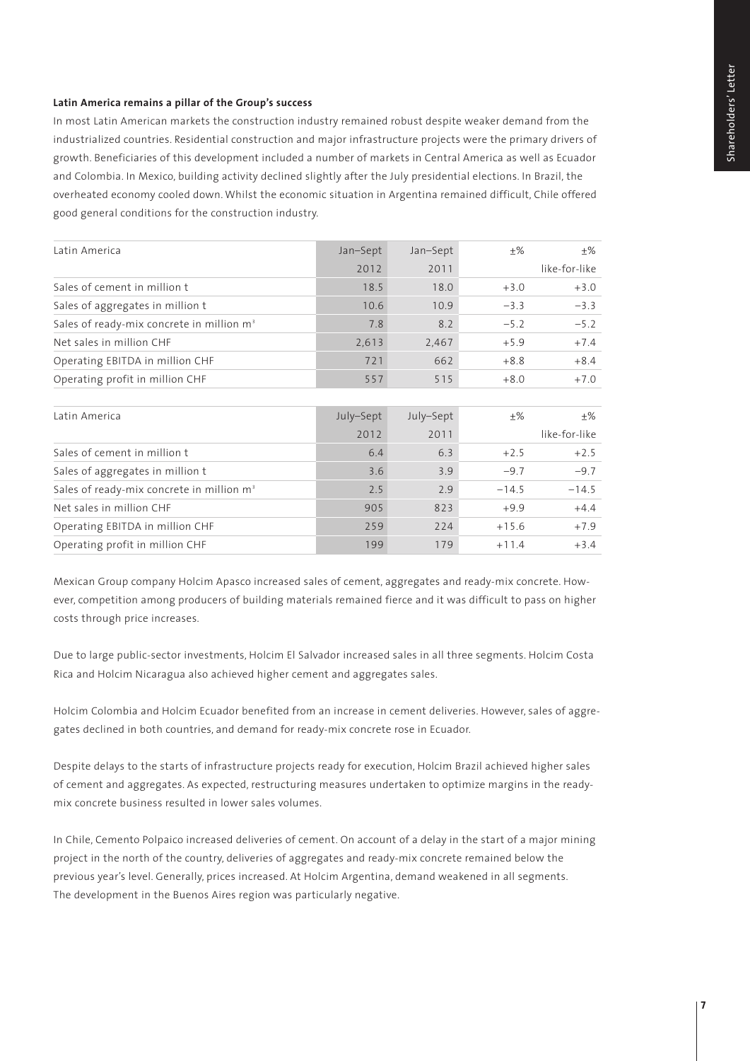**Latin America remains a pillar of the Group's success**

In most Latin American markets the construction industry remained robust despite weaker demand from the industrialized countries. Residential construction and major infrastructure projects were the primary drivers of growth. Beneficiaries of this development included a number of markets in Central America as well as Ecuador and Colombia. In Mexico, building activity declined slightly after the July presidential elections. In Brazil, the overheated economy cooled down. Whilst the economic situation in Argentina remained difficult, Chile offered good general conditions for the construction industry.

| Latin America | Jan–Sept 2012 | Jan–Sept 2011 | ±% | ±% like-for-like |
|---|---|---|---|---|
| Sales of cement in million t | 18.5 | 18.0 | +3.0 | +3.0 |
| Sales of aggregates in million t | 10.6 | 10.9 | −3.3 | −3.3 |
| Sales of ready-mix concrete in million $m^3$ | 7.8 | 8.2 | −5.2 | −5.2 |
| Net sales in million CHF | 2,613 | 2,467 | +5.9 | +7.4 |
| Operating EBITDA in million CHF | 721 | 662 | +8.8 | +8.4 |
| Operating profit in million CHF | 557 | 515 | +8.0 | +7.0 |

| Latin America | July–Sept 2012 | July–Sept 2011 | ±% | ±% like-for-like |
|---|---|---|---|---|
| Sales of cement in million t | 6.4 | 6.3 | +2.5 | +2.5 |
| Sales of aggregates in million t | 3.6 | 3.9 | −9.7 | −9.7 |
| Sales of ready-mix concrete in million $m^3$ | 2.5 | 2.9 | −14.5 | −14.5 |
| Net sales in million CHF | 905 | 823 | +9.9 | +4.4 |
| Operating EBITDA in million CHF | 259 | 224 | +15.6 | +7.9 |
| Operating profit in million CHF | 199 | 179 | +11.4 | +3.4 |

Mexican Group company Holcim Apasco increased sales of cement, aggregates and ready-mix concrete. However, competition among producers of building materials remained fierce and it was difficult to pass on higher costs through price increases.

Due to large public-sector investments, Holcim El Salvador increased sales in all three segments. Holcim Costa Rica and Holcim Nicaragua also achieved higher cement and aggregates sales.

Holcim Colombia and Holcim Ecuador benefited from an increase in cement deliveries. However, sales of aggregates declined in both countries, and demand for ready-mix concrete rose in Ecuador.

Despite delays to the starts of infrastructure projects ready for execution, Holcim Brazil achieved higher sales of cement and aggregates. As expected, restructuring measures undertaken to optimize margins in the ready-mix concrete business resulted in lower sales volumes.

In Chile, Cemento Polpaico increased deliveries of cement. On account of a delay in the start of a major mining project in the north of the country, deliveries of aggregates and ready-mix concrete remained below the previous year's level. Generally, prices increased. At Holcim Argentina, demand weakened in all segments. The development in the Buenos Aires region was particularly negative.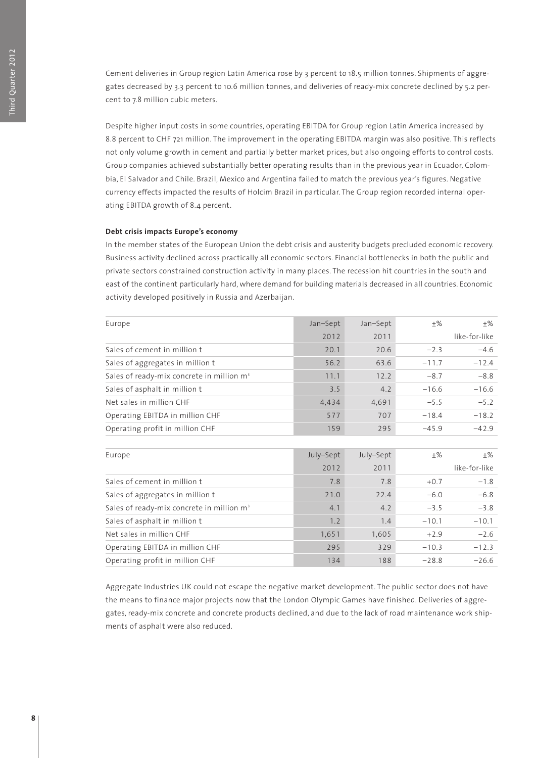Cement deliveries in Group region Latin America rose by 3 percent to 18.5 million tonnes. Shipments of aggregates decreased by 3.3 percent to 10.6 million tonnes, and deliveries of ready-mix concrete declined by 5.2 percent to 7.8 million cubic meters.

Despite higher input costs in some countries, operating EBITDA for Group region Latin America increased by 8.8 percent to CHF 721 million. The improvement in the operating EBITDA margin was also positive. This reflects not only volume growth in cement and partially better market prices, but also ongoing efforts to control costs. Group companies achieved substantially better operating results than in the previous year in Ecuador, Colombia, El Salvador and Chile. Brazil, Mexico and Argentina failed to match the previous year's figures. Negative currency effects impacted the results of Holcim Brazil in particular. The Group region recorded internal operating EBITDA growth of 8.4 percent.

**Debt crisis impacts Europe's economy**

In the member states of the European Union the debt crisis and austerity budgets precluded economic recovery. Business activity declined across practically all economic sectors. Financial bottlenecks in both the public and private sectors constrained construction activity in many places. The recession hit countries in the south and east of the continent particularly hard, where demand for building materials decreased in all countries. Economic activity developed positively in Russia and Azerbaijan.

| Europe | Jan–Sept 2012 | Jan–Sept 2011 | ±% | ±% like-for-like |
|---|---|---|---|---|
| Sales of cement in million t | 20.1 | 20.6 | −2.3 | −4.6 |
| Sales of aggregates in million t | 56.2 | 63.6 | −11.7 | −12.4 |
| Sales of ready-mix concrete in million m³ | 11.1 | 12.2 | −8.7 | −8.8 |
| Sales of asphalt in million t | 3.5 | 4.2 | −16.6 | −16.6 |
| Net sales in million CHF | 4,434 | 4,691 | −5.5 | −5.2 |
| Operating EBITDA in million CHF | 577 | 707 | −18.4 | −18.2 |
| Operating profit in million CHF | 159 | 295 | −45.9 | −42.9 |

| Europe | July–Sept 2012 | July–Sept 2011 | ±% | ±% like-for-like |
|---|---|---|---|---|
| Sales of cement in million t | 7.8 | 7.8 | +0.7 | −1.8 |
| Sales of aggregates in million t | 21.0 | 22.4 | −6.0 | −6.8 |
| Sales of ready-mix concrete in million m³ | 4.1 | 4.2 | −3.5 | −3.8 |
| Sales of asphalt in million t | 1.2 | 1.4 | −10.1 | −10.1 |
| Net sales in million CHF | 1,651 | 1,605 | +2.9 | −2.6 |
| Operating EBITDA in million CHF | 295 | 329 | −10.3 | −12.3 |
| Operating profit in million CHF | 134 | 188 | −28.8 | −26.6 |

Aggregate Industries UK could not escape the negative market development. The public sector does not have the means to finance major projects now that the London Olympic Games have finished. Deliveries of aggregates, ready-mix concrete and concrete products declined, and due to the lack of road maintenance work shipments of asphalt were also reduced.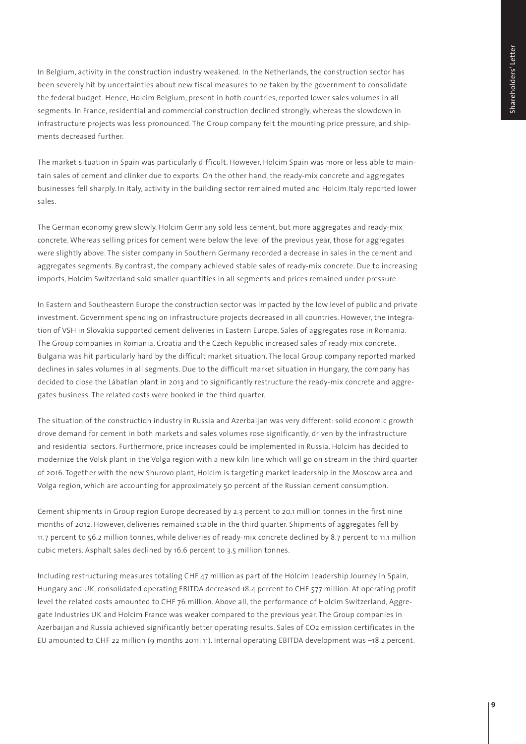In Belgium, activity in the construction industry weakened. In the Netherlands, the construction sector has been severely hit by uncertainties about new fiscal measures to be taken by the government to consolidate the federal budget. Hence, Holcim Belgium, present in both countries, reported lower sales volumes in all segments. In France, residential and commercial construction declined strongly, whereas the slowdown in infrastructure projects was less pronounced. The Group company felt the mounting price pressure, and shipments decreased further.

The market situation in Spain was particularly difficult. However, Holcim Spain was more or less able to maintain sales of cement and clinker due to exports. On the other hand, the ready-mix concrete and aggregates businesses fell sharply. In Italy, activity in the building sector remained muted and Holcim Italy reported lower sales.

The German economy grew slowly. Holcim Germany sold less cement, but more aggregates and ready-mix concrete. Whereas selling prices for cement were below the level of the previous year, those for aggregates were slightly above. The sister company in Southern Germany recorded a decrease in sales in the cement and aggregates segments. By contrast, the company achieved stable sales of ready-mix concrete. Due to increasing imports, Holcim Switzerland sold smaller quantities in all segments and prices remained under pressure.

In Eastern and Southeastern Europe the construction sector was impacted by the low level of public and private investment. Government spending on infrastructure projects decreased in all countries. However, the integration of VSH in Slovakia supported cement deliveries in Eastern Europe. Sales of aggregates rose in Romania. The Group companies in Romania, Croatia and the Czech Republic increased sales of ready-mix concrete. Bulgaria was hit particularly hard by the difficult market situation. The local Group company reported marked declines in sales volumes in all segments. Due to the difficult market situation in Hungary, the company has decided to close the Lábatlan plant in 2013 and to significantly restructure the ready-mix concrete and aggregates business. The related costs were booked in the third quarter.

The situation of the construction industry in Russia and Azerbaijan was very different: solid economic growth drove demand for cement in both markets and sales volumes rose significantly, driven by the infrastructure and residential sectors. Furthermore, price increases could be implemented in Russia. Holcim has decided to modernize the Volsk plant in the Volga region with a new kiln line which will go on stream in the third quarter of 2016. Together with the new Shurovo plant, Holcim is targeting market leadership in the Moscow area and Volga region, which are accounting for approximately 50 percent of the Russian cement consumption.

Cement shipments in Group region Europe decreased by 2.3 percent to 20.1 million tonnes in the first nine months of 2012. However, deliveries remained stable in the third quarter. Shipments of aggregates fell by 11.7 percent to 56.2 million tonnes, while deliveries of ready-mix concrete declined by 8.7 percent to 11.1 million cubic meters. Asphalt sales declined by 16.6 percent to 3.5 million tonnes.

Including restructuring measures totaling CHF 47 million as part of the Holcim Leadership Journey in Spain, Hungary and UK, consolidated operating EBITDA decreased 18.4 percent to CHF 577 million. At operating profit level the related costs amounted to CHF 76 million. Above all, the performance of Holcim Switzerland, Aggregate Industries UK and Holcim France was weaker compared to the previous year. The Group companies in Azerbaijan and Russia achieved significantly better operating results. Sales of $CO_2$ emission certificates in the EU amounted to CHF 22 million (9 months 2011: 11). Internal operating EBITDA development was –18.2 percent.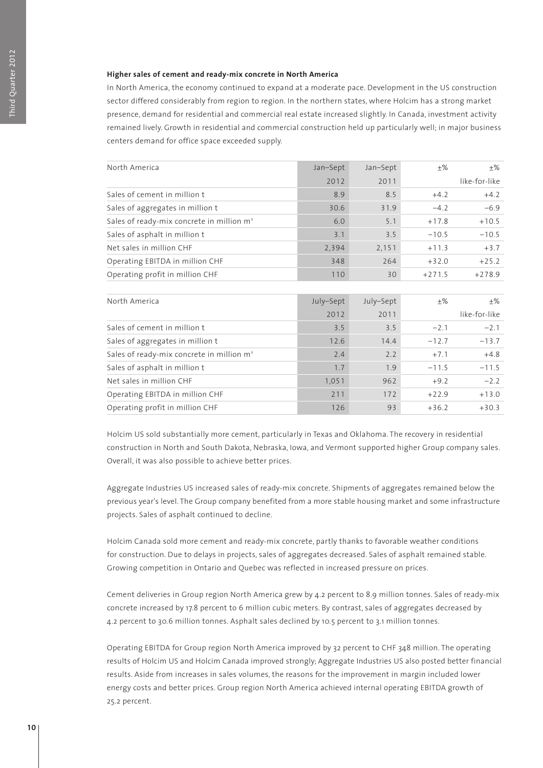### Higher sales of cement and ready-mix concrete in North America

In North America, the economy continued to expand at a moderate pace. Development in the US construction sector differed considerably from region to region. In the northern states, where Holcim has a strong market presence, demand for residential and commercial real estate increased slightly. In Canada, investment activity remained lively. Growth in residential and commercial construction held up particularly well; in major business centers demand for office space exceeded supply.

| North America | Jan–Sept 2012 | Jan–Sept 2011 | ±% | ±% like-for-like |
|---|---|---|---|---|
| Sales of cement in million t | 8.9 | 8.5 | +4.2 | +4.2 |
| Sales of aggregates in million t | 30.6 | 31.9 | −4.2 | −6.9 |
| Sales of ready-mix concrete in million $m^3$ | 6.0 | 5.1 | +17.8 | +10.5 |
| Sales of asphalt in million t | 3.1 | 3.5 | −10.5 | −10.5 |
| Net sales in million CHF | 2,394 | 2,151 | +11.3 | +3.7 |
| Operating EBITDA in million CHF | 348 | 264 | +32.0 | +25.2 |
| Operating profit in million CHF | 110 | 30 | +271.5 | +278.9 |

| North America | July–Sept 2012 | July–Sept 2011 | ±% | ±% like-for-like |
|---|---|---|---|---|
| Sales of cement in million t | 3.5 | 3.5 | −2.1 | −2.1 |
| Sales of aggregates in million t | 12.6 | 14.4 | −12.7 | −13.7 |
| Sales of ready-mix concrete in million $m^3$ | 2.4 | 2.2 | +7.1 | +4.8 |
| Sales of asphalt in million t | 1.7 | 1.9 | −11.5 | −11.5 |
| Net sales in million CHF | 1,051 | 962 | +9.2 | −2.2 |
| Operating EBITDA in million CHF | 211 | 172 | +22.9 | +13.0 |
| Operating profit in million CHF | 126 | 93 | +36.2 | +30.3 |

Holcim US sold substantially more cement, particularly in Texas and Oklahoma. The recovery in residential construction in North and South Dakota, Nebraska, Iowa, and Vermont supported higher Group company sales. Overall, it was also possible to achieve better prices.

Aggregate Industries US increased sales of ready-mix concrete. Shipments of aggregates remained below the previous year's level. The Group company benefited from a more stable housing market and some infrastructure projects. Sales of asphalt continued to decline.

Holcim Canada sold more cement and ready-mix concrete, partly thanks to favorable weather conditions for construction. Due to delays in projects, sales of aggregates decreased. Sales of asphalt remained stable. Growing competition in Ontario and Quebec was reflected in increased pressure on prices.

Cement deliveries in Group region North America grew by 4.2 percent to 8.9 million tonnes. Sales of ready-mix concrete increased by 17.8 percent to 6 million cubic meters. By contrast, sales of aggregates decreased by 4.2 percent to 30.6 million tonnes. Asphalt sales declined by 10.5 percent to 3.1 million tonnes.

Operating EBITDA for Group region North America improved by 32 percent to CHF 348 million. The operating results of Holcim US and Holcim Canada improved strongly; Aggregate Industries US also posted better financial results. Aside from increases in sales volumes, the reasons for the improvement in margin included lower energy costs and better prices. Group region North America achieved internal operating EBITDA growth of 25.2 percent.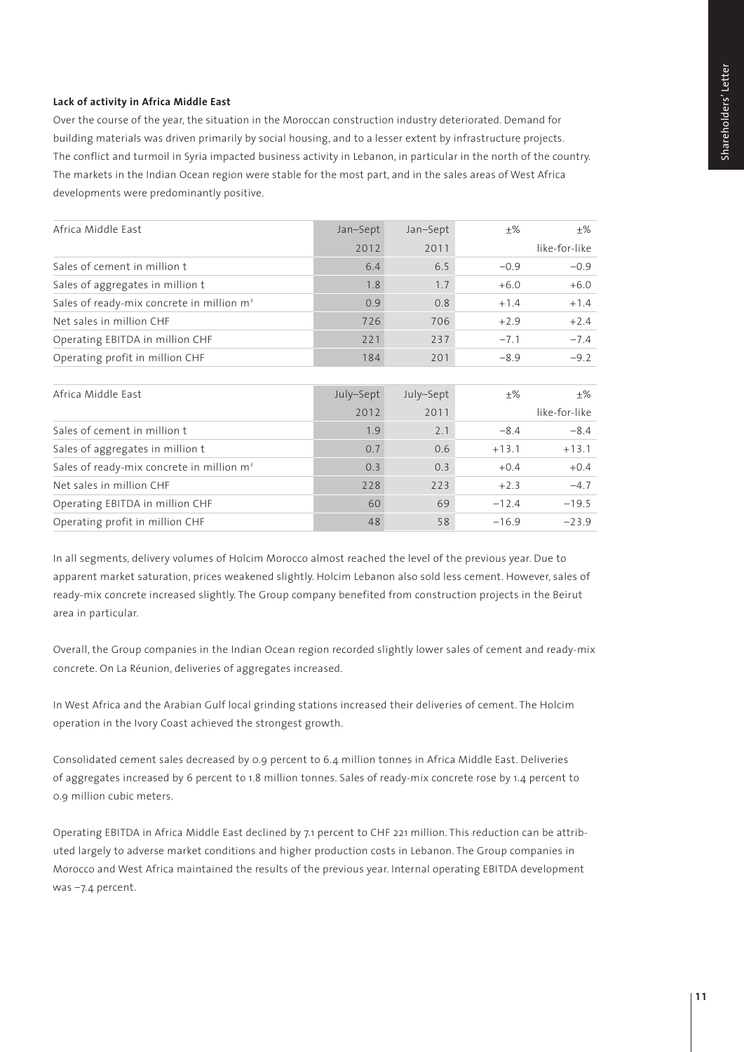**Lack of activity in Africa Middle East**

Over the course of the year, the situation in the Moroccan construction industry deteriorated. Demand for building materials was driven primarily by social housing, and to a lesser extent by infrastructure projects. The conflict and turmoil in Syria impacted business activity in Lebanon, in particular in the north of the country. The markets in the Indian Ocean region were stable for the most part, and in the sales areas of West Africa developments were predominantly positive.

| Africa Middle East | Jan–Sept 2012 | Jan–Sept 2011 | ±% | ±% like-for-like |
|---|---|---|---|---|
| Sales of cement in million t | 6.4 | 6.5 | −0.9 | −0.9 |
| Sales of aggregates in million t | 1.8 | 1.7 | +6.0 | +6.0 |
| Sales of ready-mix concrete in million $m^3$ | 0.9 | 0.8 | +1.4 | +1.4 |
| Net sales in million CHF | 726 | 706 | +2.9 | +2.4 |
| Operating EBITDA in million CHF | 221 | 237 | −7.1 | −7.4 |
| Operating profit in million CHF | 184 | 201 | −8.9 | −9.2 |

| Africa Middle East | July–Sept 2012 | July–Sept 2011 | ±% | ±% like-for-like |
|---|---|---|---|---|
| Sales of cement in million t | 1.9 | 2.1 | −8.4 | −8.4 |
| Sales of aggregates in million t | 0.7 | 0.6 | +13.1 | +13.1 |
| Sales of ready-mix concrete in million $m^3$ | 0.3 | 0.3 | +0.4 | +0.4 |
| Net sales in million CHF | 228 | 223 | +2.3 | −4.7 |
| Operating EBITDA in million CHF | 60 | 69 | −12.4 | −19.5 |
| Operating profit in million CHF | 48 | 58 | −16.9 | −23.9 |

In all segments, delivery volumes of Holcim Morocco almost reached the level of the previous year. Due to apparent market saturation, prices weakened slightly. Holcim Lebanon also sold less cement. However, sales of ready-mix concrete increased slightly. The Group company benefited from construction projects in the Beirut area in particular.

Overall, the Group companies in the Indian Ocean region recorded slightly lower sales of cement and ready-mix concrete. On La Réunion, deliveries of aggregates increased.

In West Africa and the Arabian Gulf local grinding stations increased their deliveries of cement. The Holcim operation in the Ivory Coast achieved the strongest growth.

Consolidated cement sales decreased by 0.9 percent to 6.4 million tonnes in Africa Middle East. Deliveries of aggregates increased by 6 percent to 1.8 million tonnes. Sales of ready-mix concrete rose by 1.4 percent to 0.9 million cubic meters.

Operating EBITDA in Africa Middle East declined by 7.1 percent to CHF 221 million. This reduction can be attributed largely to adverse market conditions and higher production costs in Lebanon. The Group companies in Morocco and West Africa maintained the results of the previous year. Internal operating EBITDA development was −7.4 percent.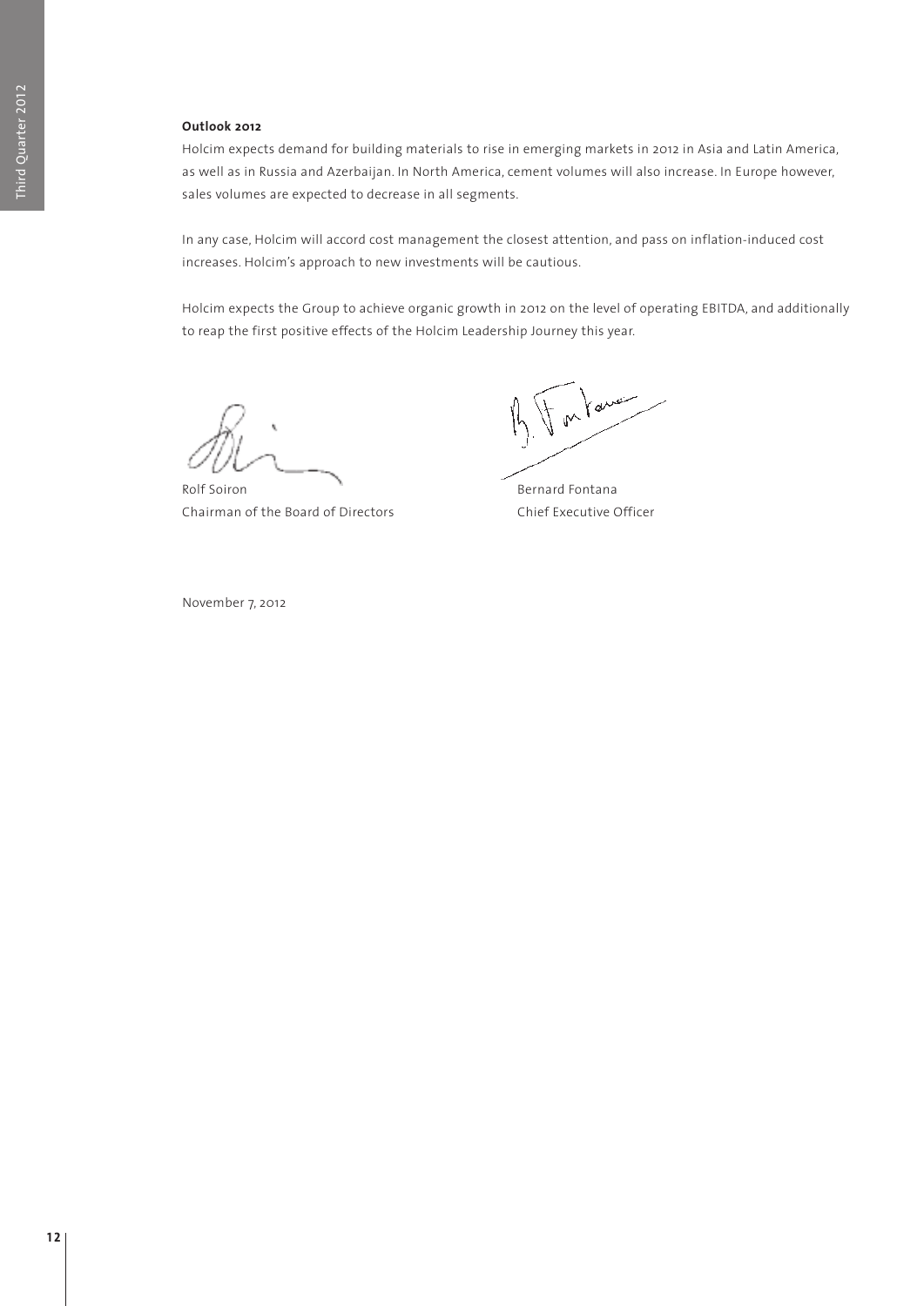**Outlook 2012**

Holcim expects demand for building materials to rise in emerging markets in 2012 in Asia and Latin America, as well as in Russia and Azerbaijan. In North America, cement volumes will also increase. In Europe however, sales volumes are expected to decrease in all segments.

In any case, Holcim will accord cost management the closest attention, and pass on inflation-induced cost increases. Holcim's approach to new investments will be cautious.

Holcim expects the Group to achieve organic growth in 2012 on the level of operating EBITDA, and additionally to reap the first positive effects of the Holcim Leadership Journey this year.

Rolf Soiron
Chairman of the Board of Directors

Bernard Fontana
Chief Executive Officer

November 7, 2012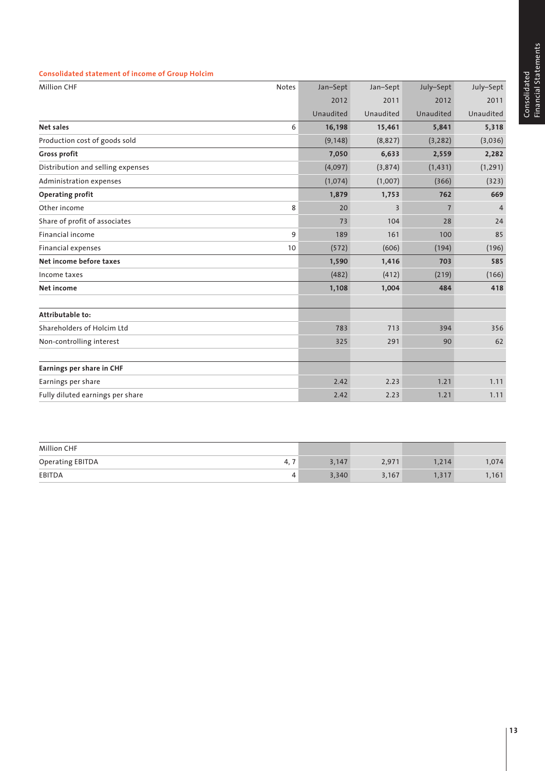**Consolidated statement of income of Group Holcim**

| Million CHF | Notes | Jan–Sept 2012 Unaudited | Jan–Sept 2011 Unaudited | July–Sept 2012 Unaudited | July–Sept 2011 Unaudited |
|---|---|---|---|---|---|
| **Net sales** | 6 | **16,198** | **15,461** | **5,841** | **5,318** |
| Production cost of goods sold | | (9,148) | (8,827) | (3,282) | (3,036) |
| **Gross profit** | | **7,050** | **6,633** | **2,559** | **2,282** |
| Distribution and selling expenses | | (4,097) | (3,874) | (1,431) | (1,291) |
| Administration expenses | | (1,074) | (1,007) | (366) | (323) |
| **Operating profit** | | **1,879** | **1,753** | **762** | **669** |
| Other income | 8 | 20 | 3 | 7 | 4 |
| Share of profit of associates | | 73 | 104 | 28 | 24 |
| Financial income | 9 | 189 | 161 | 100 | 85 |
| Financial expenses | 10 | (572) | (606) | (194) | (196) |
| **Net income before taxes** | | **1,590** | **1,416** | **703** | **585** |
| Income taxes | | (482) | (412) | (219) | (166) |
| **Net income** | | **1,108** | **1,004** | **484** | **418** |
| | | | | | |
| **Attributable to:** | | | | | |
| Shareholders of Holcim Ltd | | 783 | 713 | 394 | 356 |
| Non-controlling interest | | 325 | 291 | 90 | 62 |
| | | | | | |
| **Earnings per share in CHF** | | | | | |
| Earnings per share | | 2.42 | 2.23 | 1.21 | 1.11 |
| Fully diluted earnings per share | | 2.42 | 2.23 | 1.21 | 1.11 |

| Million CHF | | | | | |
|---|---|---|---|---|---|
| Operating EBITDA | 4, 7 | 3,147 | 2,971 | 1,214 | 1,074 |
| EBITDA | 4 | 3,340 | 3,167 | 1,317 | 1,161 |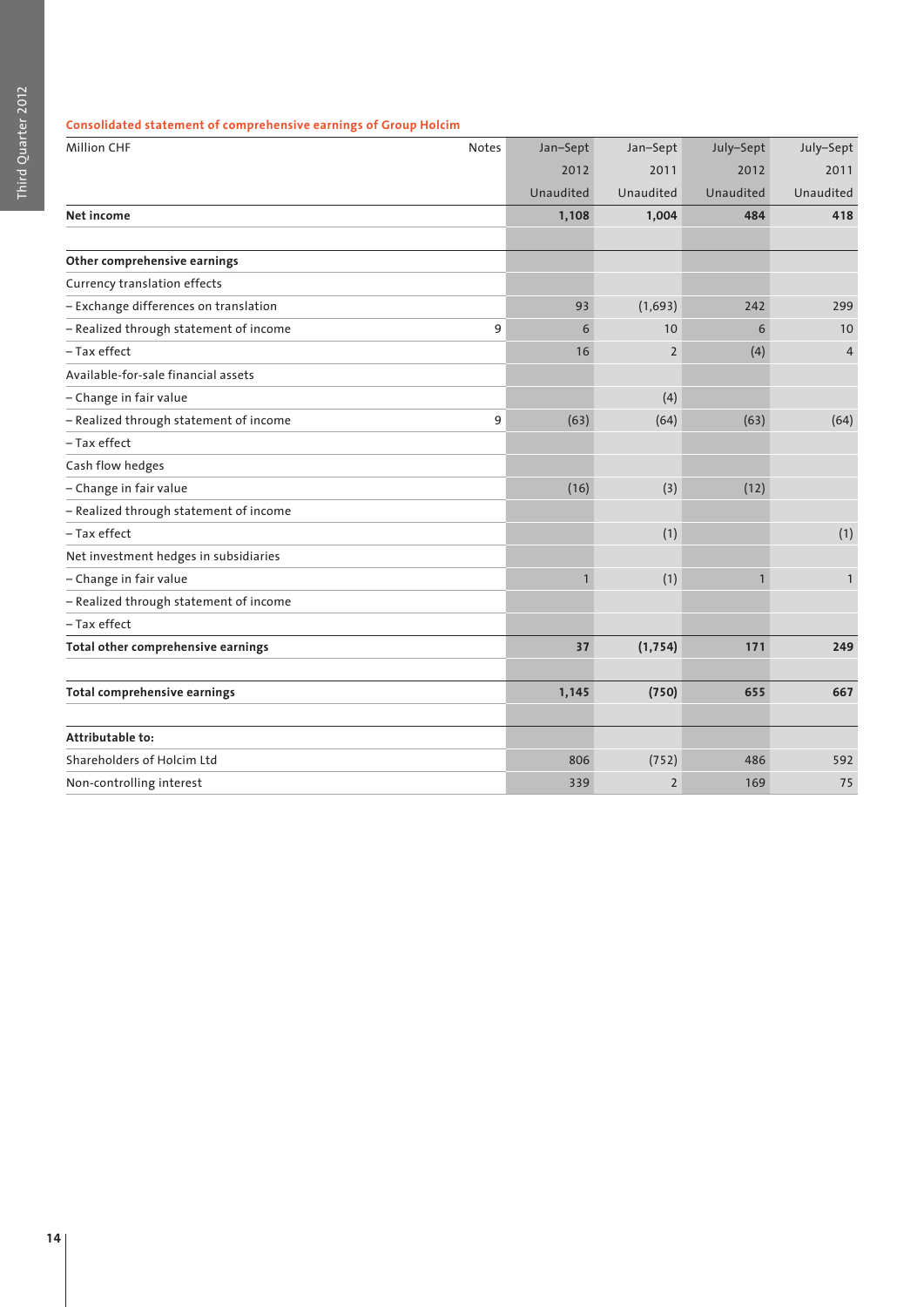### Consolidated statement of comprehensive earnings of Group Holcim

| Million CHF | Notes | Jan–Sept 2012 Unaudited | Jan–Sept 2011 Unaudited | July–Sept 2012 Unaudited | July–Sept 2011 Unaudited |
|---|---|---|---|---|---|
| **Net income** | | **1,108** | **1,004** | **484** | **418** |
| | | | | | |
| **Other comprehensive earnings** | | | | | |
| Currency translation effects | | | | | |
| – Exchange differences on translation | | 93 | (1,693) | 242 | 299 |
| – Realized through statement of income | 9 | 6 | 10 | 6 | 10 |
| – Tax effect | | 16 | 2 | (4) | 4 |
| Available-for-sale financial assets | | | | | |
| – Change in fair value | | | (4) | | |
| – Realized through statement of income | 9 | (63) | (64) | (63) | (64) |
| – Tax effect | | | | | |
| Cash flow hedges | | | | | |
| – Change in fair value | | (16) | (3) | (12) | |
| – Realized through statement of income | | | | | |
| – Tax effect | | | (1) | | (1) |
| Net investment hedges in subsidiaries | | | | | |
| – Change in fair value | | 1 | (1) | 1 | 1 |
| – Realized through statement of income | | | | | |
| – Tax effect | | | | | |
| **Total other comprehensive earnings** | | **37** | **(1,754)** | **171** | **249** |
| | | | | | |
| **Total comprehensive earnings** | | **1,145** | **(750)** | **655** | **667** |
| | | | | | |
| **Attributable to:** | | | | | |
| Shareholders of Holcim Ltd | | 806 | (752) | 486 | 592 |
| Non-controlling interest | | 339 | 2 | 169 | 75 |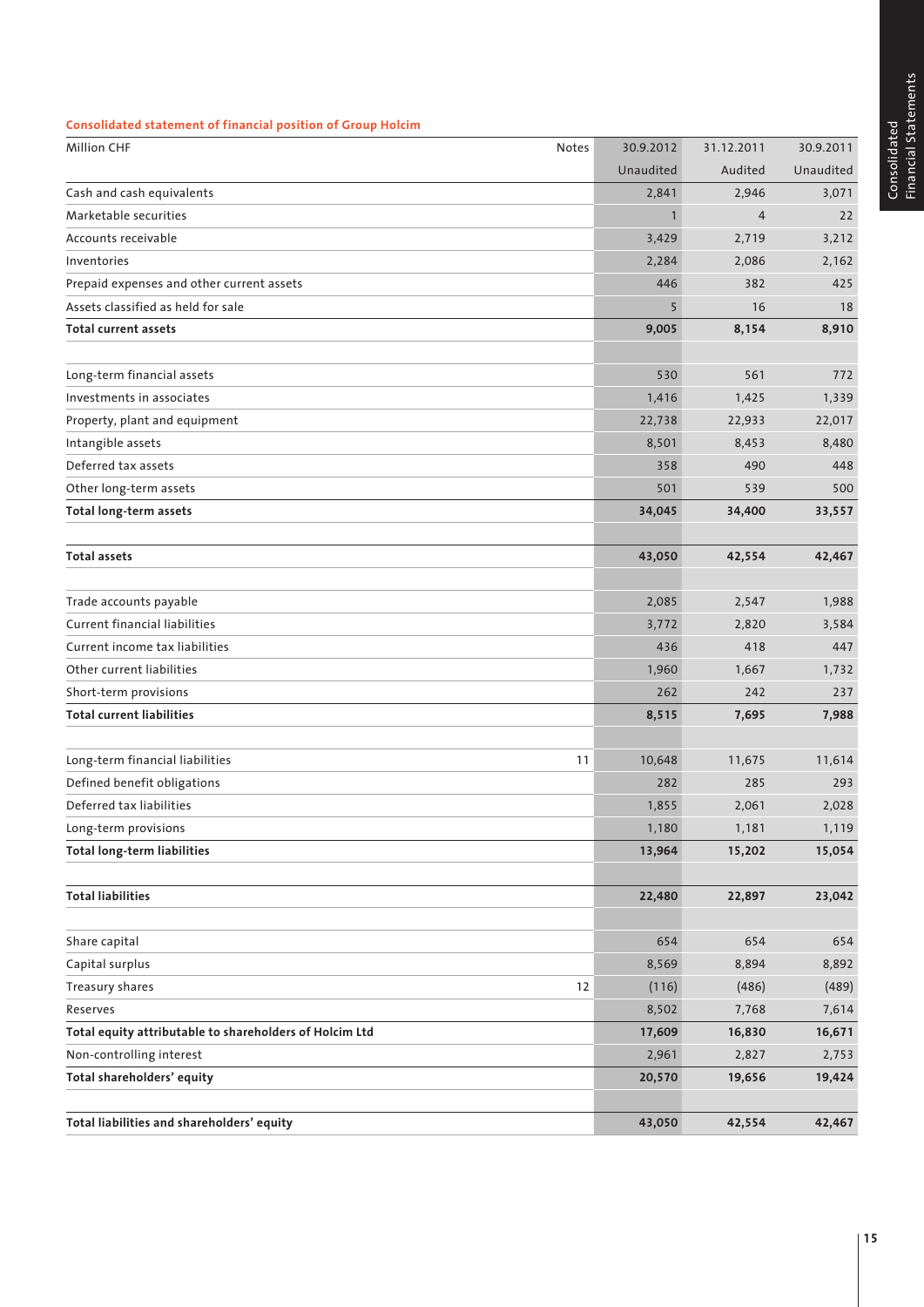### Consolidated statement of financial position of Group Holcim

| Million CHF | Notes | 30.9.2012 | 31.12.2011 | 30.9.2011 |
|---|---|---|---|---|
| | | Unaudited | Audited | Unaudited |
| Cash and cash equivalents | | 2,841 | 2,946 | 3,071 |
| Marketable securities | | 1 | 4 | 22 |
| Accounts receivable | | 3,429 | 2,719 | 3,212 |
| Inventories | | 2,284 | 2,086 | 2,162 |
| Prepaid expenses and other current assets | | 446 | 382 | 425 |
| Assets classified as held for sale | | 5 | 16 | 18 |
| **Total current assets** | | **9,005** | **8,154** | **8,910** |
| | | | | |
| Long-term financial assets | | 530 | 561 | 772 |
| Investments in associates | | 1,416 | 1,425 | 1,339 |
| Property, plant and equipment | | 22,738 | 22,933 | 22,017 |
| Intangible assets | | 8,501 | 8,453 | 8,480 |
| Deferred tax assets | | 358 | 490 | 448 |
| Other long-term assets | | 501 | 539 | 500 |
| **Total long-term assets** | | **34,045** | **34,400** | **33,557** |
| | | | | |
| **Total assets** | | **43,050** | **42,554** | **42,467** |
| | | | | |
| Trade accounts payable | | 2,085 | 2,547 | 1,988 |
| Current financial liabilities | | 3,772 | 2,820 | 3,584 |
| Current income tax liabilities | | 436 | 418 | 447 |
| Other current liabilities | | 1,960 | 1,667 | 1,732 |
| Short-term provisions | | 262 | 242 | 237 |
| **Total current liabilities** | | **8,515** | **7,695** | **7,988** |
| | | | | |
| Long-term financial liabilities | 11 | 10,648 | 11,675 | 11,614 |
| Defined benefit obligations | | 282 | 285 | 293 |
| Deferred tax liabilities | | 1,855 | 2,061 | 2,028 |
| Long-term provisions | | 1,180 | 1,181 | 1,119 |
| **Total long-term liabilities** | | **13,964** | **15,202** | **15,054** |
| | | | | |
| **Total liabilities** | | **22,480** | **22,897** | **23,042** |
| | | | | |
| Share capital | | 654 | 654 | 654 |
| Capital surplus | | 8,569 | 8,894 | 8,892 |
| Treasury shares | 12 | (116) | (486) | (489) |
| Reserves | | 8,502 | 7,768 | 7,614 |
| **Total equity attributable to shareholders of Holcim Ltd** | | **17,609** | **16,830** | **16,671** |
| Non-controlling interest | | 2,961 | 2,827 | 2,753 |
| **Total shareholders' equity** | | **20,570** | **19,656** | **19,424** |
| | | | | |
| **Total liabilities and shareholders' equity** | | **43,050** | **42,554** | **42,467** |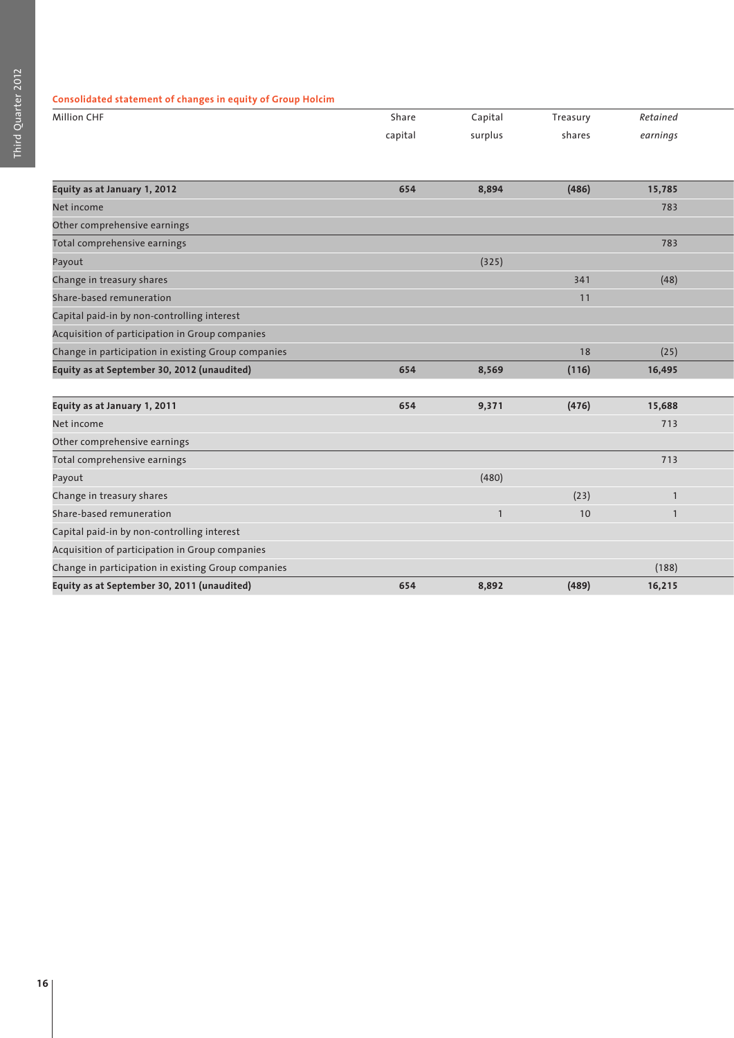**Consolidated statement of changes in equity of Group Holcim**

| Million CHF | Share capital | Capital surplus | Treasury shares | *Retained earnings* |
|---|---|---|---|---|
| **Equity as at January 1, 2012** | **654** | **8,894** | **(486)** | **15,785** |
| Net income | | | | 783 |
| Other comprehensive earnings | | | | |
| Total comprehensive earnings | | | | 783 |
| Payout | | (325) | | |
| Change in treasury shares | | | 341 | (48) |
| Share-based remuneration | | | 11 | |
| Capital paid-in by non-controlling interest | | | | |
| Acquisition of participation in Group companies | | | | |
| Change in participation in existing Group companies | | | 18 | (25) |
| **Equity as at September 30, 2012 (unaudited)** | **654** | **8,569** | **(116)** | **16,495** |
| | | | | |
| **Equity as at January 1, 2011** | **654** | **9,371** | **(476)** | **15,688** |
| Net income | | | | 713 |
| Other comprehensive earnings | | | | |
| Total comprehensive earnings | | | | 713 |
| Payout | | (480) | | |
| Change in treasury shares | | | (23) | 1 |
| Share-based remuneration | | 1 | 10 | 1 |
| Capital paid-in by non-controlling interest | | | | |
| Acquisition of participation in Group companies | | | | |
| Change in participation in existing Group companies | | | | (188) |
| **Equity as at September 30, 2011 (unaudited)** | **654** | **8,892** | **(489)** | **16,215** |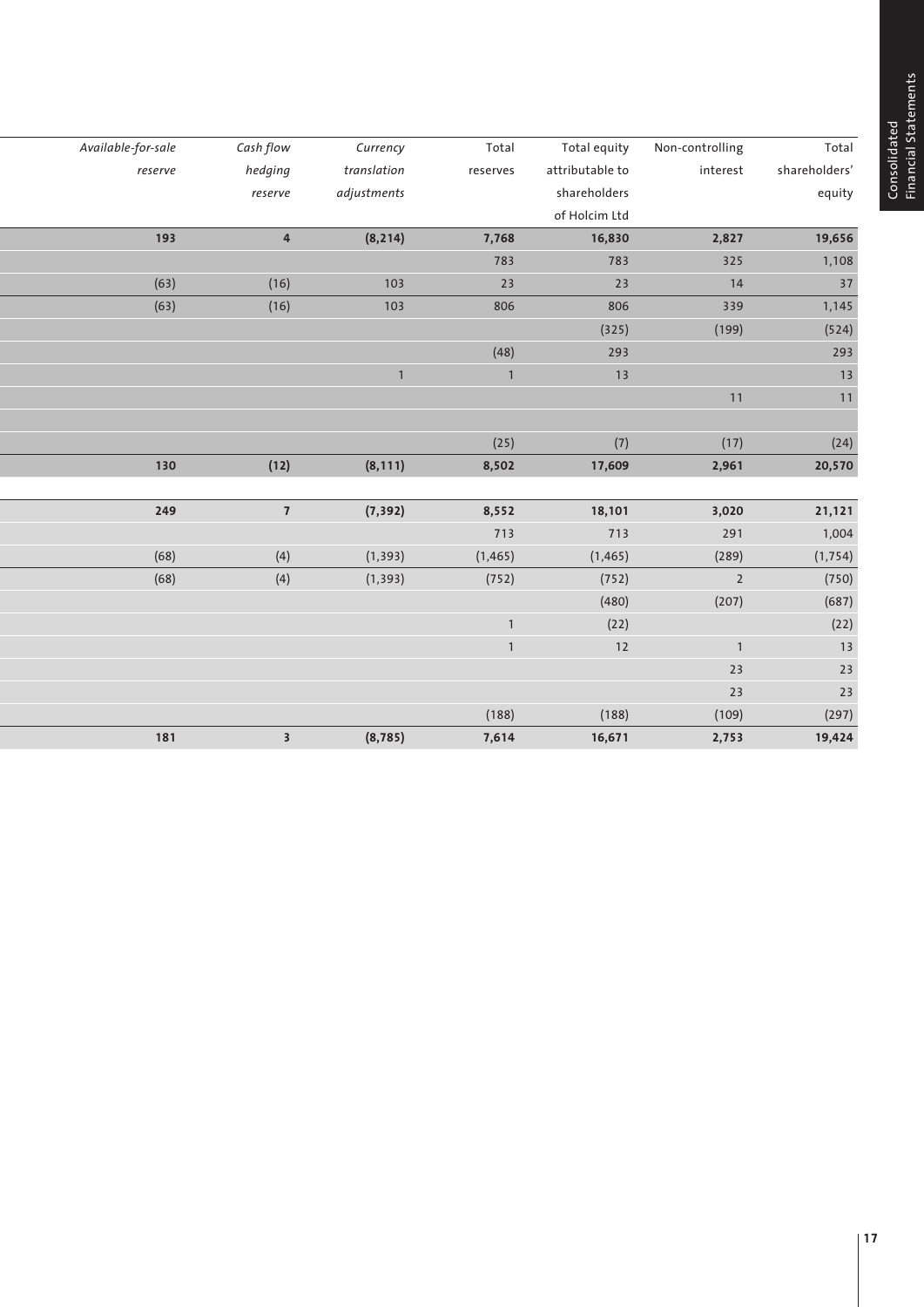| Available-for-sale reserve | Cash flow hedging reserve | Currency translation adjustments | Total reserves | Total equity attributable to shareholders of Holcim Ltd | Non-controlling interest | Total shareholders' equity |
|---|---|---|---|---|---|---|
| **193** | **4** | **(8,214)** | **7,768** | **16,830** | **2,827** | **19,656** |
| | | | 783 | 783 | 325 | 1,108 |
| (63) | (16) | 103 | 23 | 23 | 14 | 37 |
| (63) | (16) | 103 | 806 | 806 | 339 | 1,145 |
| | | | | (325) | (199) | (524) |
| | | | (48) | 293 | | 293 |
| | | 1 | 1 | 13 | | 13 |
| | | | | | 11 | 11 |
| | | | | | | |
| | | | (25) | (7) | (17) | (24) |
| **130** | **(12)** | **(8,111)** | **8,502** | **17,609** | **2,961** | **20,570** |
| | | | | | | |
| **249** | **7** | **(7,392)** | **8,552** | **18,101** | **3,020** | **21,121** |
| | | | 713 | 713 | 291 | 1,004 |
| (68) | (4) | (1,393) | (1,465) | (1,465) | (289) | (1,754) |
| (68) | (4) | (1,393) | (752) | (752) | 2 | (750) |
| | | | | (480) | (207) | (687) |
| | | | 1 | (22) | | (22) |
| | | | 1 | 12 | 1 | 13 |
| | | | | | 23 | 23 |
| | | | | | 23 | 23 |
| | | | (188) | (188) | (109) | (297) |
| **181** | **3** | **(8,785)** | **7,614** | **16,671** | **2,753** | **19,424** |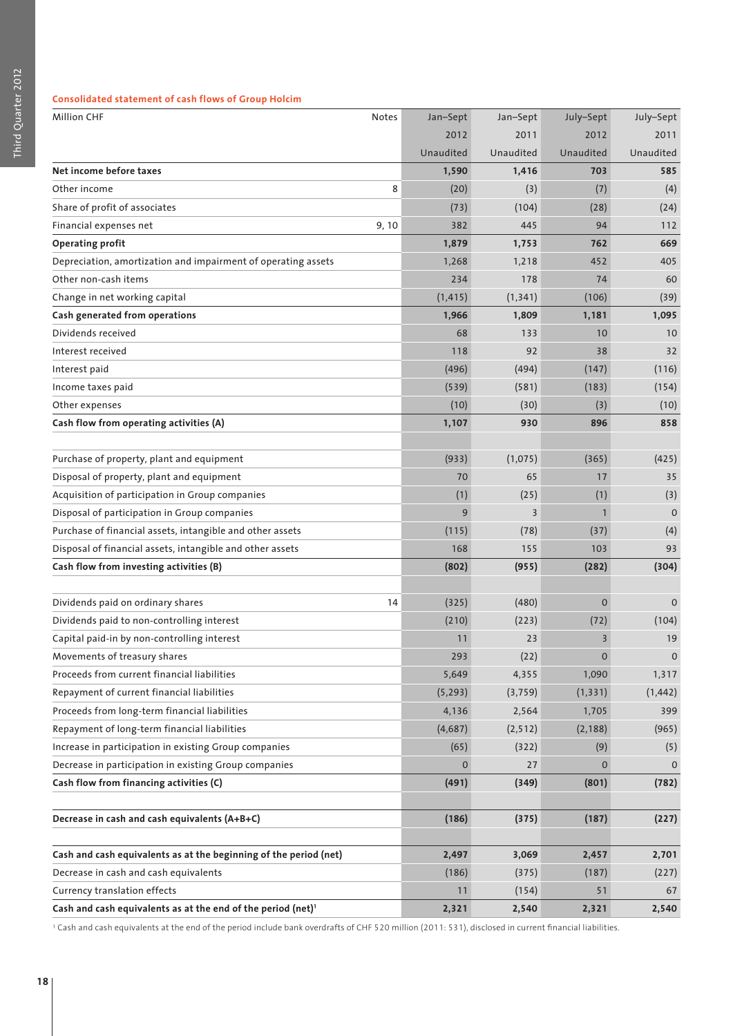### Consolidated statement of cash flows of Group Holcim

| Million CHF | Notes | Jan–Sept 2012 Unaudited | Jan–Sept 2011 Unaudited | July–Sept 2012 Unaudited | July–Sept 2011 Unaudited |
|---|---|---|---|---|---|
| **Net income before taxes** | | **1,590** | **1,416** | **703** | **585** |
| Other income | 8 | (20) | (3) | (7) | (4) |
| Share of profit of associates | | (73) | (104) | (28) | (24) |
| Financial expenses net | 9, 10 | 382 | 445 | 94 | 112 |
| **Operating profit** | | **1,879** | **1,753** | **762** | **669** |
| Depreciation, amortization and impairment of operating assets | | 1,268 | 1,218 | 452 | 405 |
| Other non-cash items | | 234 | 178 | 74 | 60 |
| Change in net working capital | | (1,415) | (1,341) | (106) | (39) |
| **Cash generated from operations** | | **1,966** | **1,809** | **1,181** | **1,095** |
| Dividends received | | 68 | 133 | 10 | 10 |
| Interest received | | 118 | 92 | 38 | 32 |
| Interest paid | | (496) | (494) | (147) | (116) |
| Income taxes paid | | (539) | (581) | (183) | (154) |
| Other expenses | | (10) | (30) | (3) | (10) |
| **Cash flow from operating activities (A)** | | **1,107** | **930** | **896** | **858** |
| | | | | | |
| Purchase of property, plant and equipment | | (933) | (1,075) | (365) | (425) |
| Disposal of property, plant and equipment | | 70 | 65 | 17 | 35 |
| Acquisition of participation in Group companies | | (1) | (25) | (1) | (3) |
| Disposal of participation in Group companies | | 9 | 3 | 1 | 0 |
| Purchase of financial assets, intangible and other assets | | (115) | (78) | (37) | (4) |
| Disposal of financial assets, intangible and other assets | | 168 | 155 | 103 | 93 |
| **Cash flow from investing activities (B)** | | **(802)** | **(955)** | **(282)** | **(304)** |
| | | | | | |
| Dividends paid on ordinary shares | 14 | (325) | (480) | 0 | 0 |
| Dividends paid to non-controlling interest | | (210) | (223) | (72) | (104) |
| Capital paid-in by non-controlling interest | | 11 | 23 | 3 | 19 |
| Movements of treasury shares | | 293 | (22) | 0 | 0 |
| Proceeds from current financial liabilities | | 5,649 | 4,355 | 1,090 | 1,317 |
| Repayment of current financial liabilities | | (5,293) | (3,759) | (1,331) | (1,442) |
| Proceeds from long-term financial liabilities | | 4,136 | 2,564 | 1,705 | 399 |
| Repayment of long-term financial liabilities | | (4,687) | (2,512) | (2,188) | (965) |
| Increase in participation in existing Group companies | | (65) | (322) | (9) | (5) |
| Decrease in participation in existing Group companies | | 0 | 27 | 0 | 0 |
| **Cash flow from financing activities (C)** | | **(491)** | **(349)** | **(801)** | **(782)** |
| | | | | | |
| **Decrease in cash and cash equivalents (A+B+C)** | | **(186)** | **(375)** | **(187)** | **(227)** |
| | | | | | |
| **Cash and cash equivalents as at the beginning of the period (net)** | | **2,497** | **3,069** | **2,457** | **2,701** |
| Decrease in cash and cash equivalents | | (186) | (375) | (187) | (227) |
| Currency translation effects | | 11 | (154) | 51 | 67 |
| **Cash and cash equivalents as at the end of the period (net)[1]** | | **2,321** | **2,540** | **2,321** | **2,540** |

[1] Cash and cash equivalents at the end of the period include bank overdrafts of CHF 520 million (2011: 531), disclosed in current financial liabilities.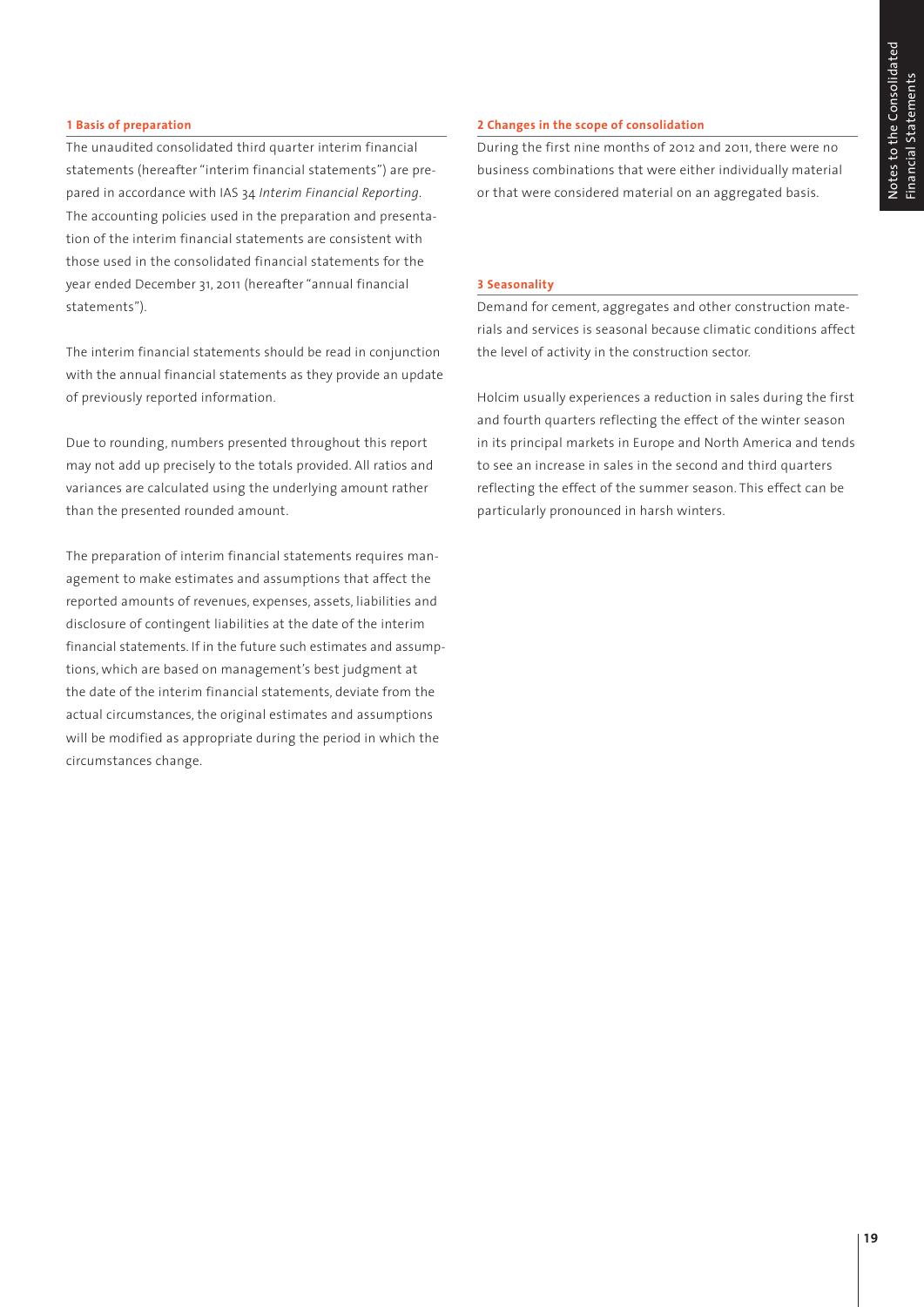## 1 Basis of preparation

The unaudited consolidated third quarter interim financial statements (hereafter "interim financial statements") are prepared in accordance with IAS 34 *Interim Financial Reporting*. The accounting policies used in the preparation and presentation of the interim financial statements are consistent with those used in the consolidated financial statements for the year ended December 31, 2011 (hereafter "annual financial statements").

The interim financial statements should be read in conjunction with the annual financial statements as they provide an update of previously reported information.

Due to rounding, numbers presented throughout this report may not add up precisely to the totals provided. All ratios and variances are calculated using the underlying amount rather than the presented rounded amount.

The preparation of interim financial statements requires management to make estimates and assumptions that affect the reported amounts of revenues, expenses, assets, liabilities and disclosure of contingent liabilities at the date of the interim financial statements. If in the future such estimates and assumptions, which are based on management's best judgment at the date of the interim financial statements, deviate from the actual circumstances, the original estimates and assumptions will be modified as appropriate during the period in which the circumstances change.

## 2 Changes in the scope of consolidation

During the first nine months of 2012 and 2011, there were no business combinations that were either individually material or that were considered material on an aggregated basis.

## 3 Seasonality

Demand for cement, aggregates and other construction materials and services is seasonal because climatic conditions affect the level of activity in the construction sector.

Holcim usually experiences a reduction in sales during the first and fourth quarters reflecting the effect of the winter season in its principal markets in Europe and North America and tends to see an increase in sales in the second and third quarters reflecting the effect of the summer season. This effect can be particularly pronounced in harsh winters.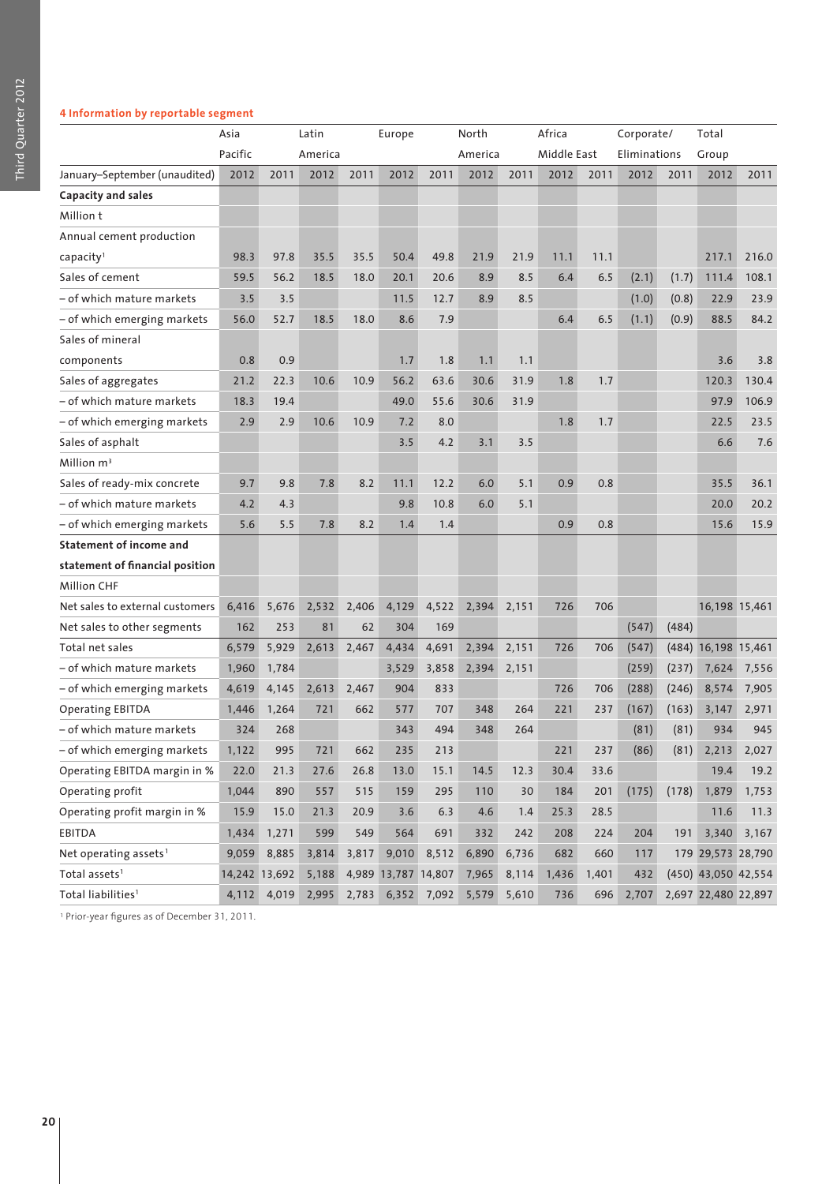## 4 Information by reportable segment

| | Asia Pacific | | Latin America | | Europe | | North America | | Africa Middle East | | Corporate/ Eliminations | | Total Group | |
|---|---|---|---|---|---|---|---|---|---|---|---|---|---|---|
| January–September (unaudited) | 2012 | 2011 | 2012 | 2011 | 2012 | 2011 | 2012 | 2011 | 2012 | 2011 | 2012 | 2011 | 2012 | 2011 |
| **Capacity and sales** | | | | | | | | | | | | | | |
| Million t | | | | | | | | | | | | | | |
| Annual cement production capacity[1] | 98.3 | 97.8 | 35.5 | 35.5 | 50.4 | 49.8 | 21.9 | 21.9 | 11.1 | 11.1 | | | 217.1 | 216.0 |
| Sales of cement | 59.5 | 56.2 | 18.5 | 18.0 | 20.1 | 20.6 | 8.9 | 8.5 | 6.4 | 6.5 | (2.1) | (1.7) | 111.4 | 108.1 |
| – of which mature markets | 3.5 | 3.5 | | | 11.5 | 12.7 | 8.9 | 8.5 | | | (1.0) | (0.8) | 22.9 | 23.9 |
| – of which emerging markets | 56.0 | 52.7 | 18.5 | 18.0 | 8.6 | 7.9 | | | 6.4 | 6.5 | (1.1) | (0.9) | 88.5 | 84.2 |
| Sales of mineral components | 0.8 | 0.9 | | | 1.7 | 1.8 | 1.1 | 1.1 | | | | | 3.6 | 3.8 |
| Sales of aggregates | 21.2 | 22.3 | 10.6 | 10.9 | 56.2 | 63.6 | 30.6 | 31.9 | 1.8 | 1.7 | | | 120.3 | 130.4 |
| – of which mature markets | 18.3 | 19.4 | | | 49.0 | 55.6 | 30.6 | 31.9 | | | | | 97.9 | 106.9 |
| – of which emerging markets | 2.9 | 2.9 | 10.6 | 10.9 | 7.2 | 8.0 | | | 1.8 | 1.7 | | | 22.5 | 23.5 |
| Sales of asphalt | | | | | 3.5 | 4.2 | 3.1 | 3.5 | | | | | 6.6 | 7.6 |
| Million m³ | | | | | | | | | | | | | | |
| Sales of ready-mix concrete | 9.7 | 9.8 | 7.8 | 8.2 | 11.1 | 12.2 | 6.0 | 5.1 | 0.9 | 0.8 | | | 35.5 | 36.1 |
| – of which mature markets | 4.2 | 4.3 | | | 9.8 | 10.8 | 6.0 | 5.1 | | | | | 20.0 | 20.2 |
| – of which emerging markets | 5.6 | 5.5 | 7.8 | 8.2 | 1.4 | 1.4 | | | 0.9 | 0.8 | | | 15.6 | 15.9 |
| **Statement of income and statement of financial position** | | | | | | | | | | | | | | |
| Million CHF | | | | | | | | | | | | | | |
| Net sales to external customers | 6,416 | 5,676 | 2,532 | 2,406 | 4,129 | 4,522 | 2,394 | 2,151 | 726 | 706 | | | 16,198 | 15,461 |
| Net sales to other segments | 162 | 253 | 81 | 62 | 304 | 169 | | | | | (547) | (484) | | |
| Total net sales | 6,579 | 5,929 | 2,613 | 2,467 | 4,434 | 4,691 | 2,394 | 2,151 | 726 | 706 | (547) | (484) | 16,198 | 15,461 |
| – of which mature markets | 1,960 | 1,784 | | | 3,529 | 3,858 | 2,394 | 2,151 | | | (259) | (237) | 7,624 | 7,556 |
| – of which emerging markets | 4,619 | 4,145 | 2,613 | 2,467 | 904 | 833 | | | 726 | 706 | (288) | (246) | 8,574 | 7,905 |
| Operating EBITDA | 1,446 | 1,264 | 721 | 662 | 577 | 707 | 348 | 264 | 221 | 237 | (167) | (163) | 3,147 | 2,971 |
| – of which mature markets | 324 | 268 | | | 343 | 494 | 348 | 264 | | | (81) | (81) | 934 | 945 |
| – of which emerging markets | 1,122 | 995 | 721 | 662 | 235 | 213 | | | 221 | 237 | (86) | (81) | 2,213 | 2,027 |
| Operating EBITDA margin in % | 22.0 | 21.3 | 27.6 | 26.8 | 13.0 | 15.1 | 14.5 | 12.3 | 30.4 | 33.6 | | | 19.4 | 19.2 |
| Operating profit | 1,044 | 890 | 557 | 515 | 159 | 295 | 110 | 30 | 184 | 201 | (175) | (178) | 1,879 | 1,753 |
| Operating profit margin in % | 15.9 | 15.0 | 21.3 | 20.9 | 3.6 | 6.3 | 4.6 | 1.4 | 25.3 | 28.5 | | | 11.6 | 11.3 |
| EBITDA | 1,434 | 1,271 | 599 | 549 | 564 | 691 | 332 | 242 | 208 | 224 | 204 | 191 | 3,340 | 3,167 |
| Net operating assets[1] | 9,059 | 8,885 | 3,814 | 3,817 | 9,010 | 8,512 | 6,890 | 6,736 | 682 | 660 | 117 | 179 | 29,573 | 28,790 |
| Total assets[1] | 14,242 | 13,692 | 5,188 | 4,989 | 13,787 | 14,807 | 7,965 | 8,114 | 1,436 | 1,401 | 432 | (450) | 43,050 | 42,554 |
| Total liabilities[1] | 4,112 | 4,019 | 2,995 | 2,783 | 6,352 | 7,092 | 5,579 | 5,610 | 736 | 696 | 2,707 | 2,697 | 22,480 | 22,897 |

[1] Prior-year figures as of December 31, 2011.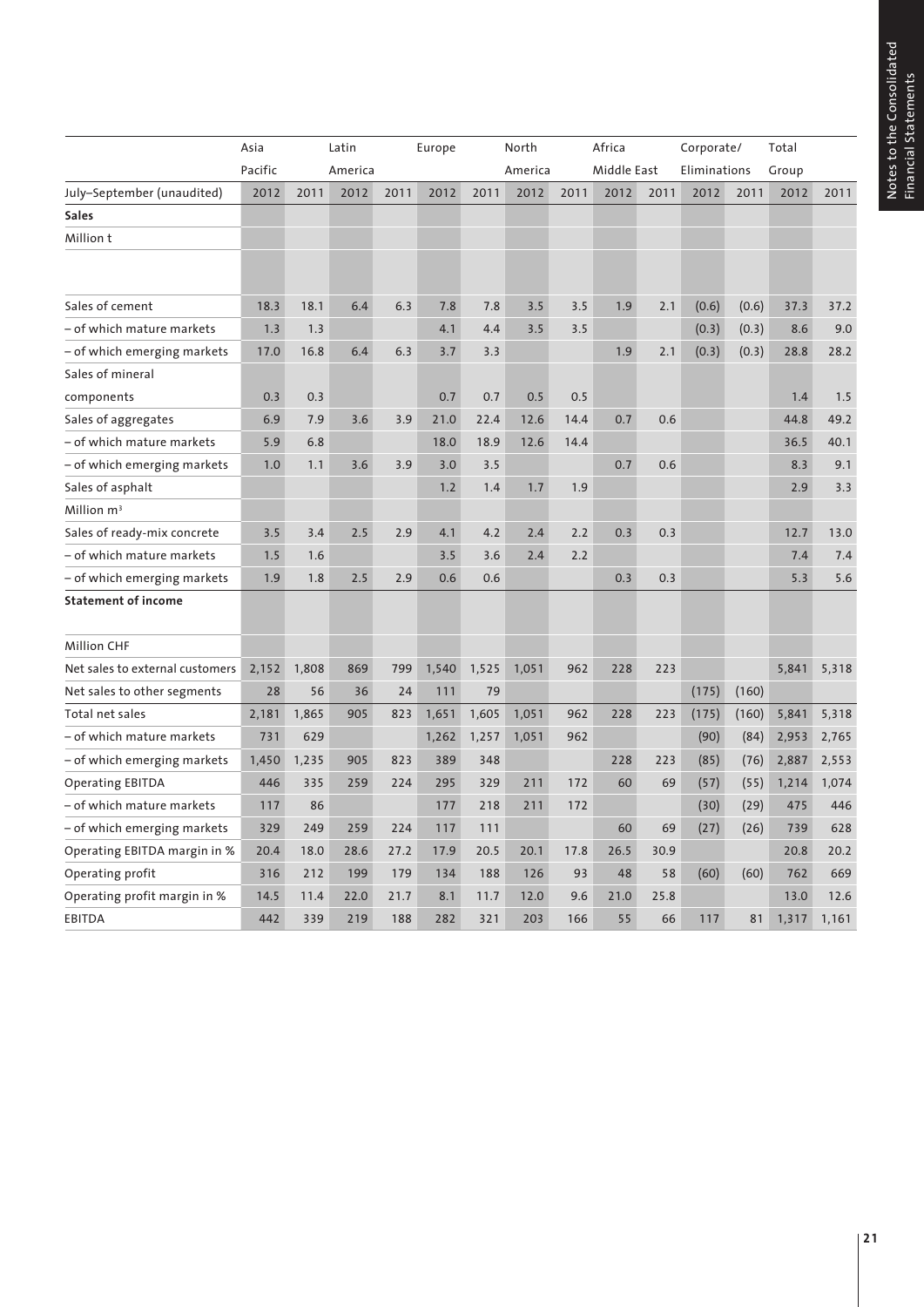| | Asia Pacific | | Latin America | | Europe | | North America | | Africa Middle East | | Corporate/ Eliminations | | Total Group | |
|---|---|---|---|---|---|---|---|---|---|---|---|---|---|---|
| July–September (unaudited) | 2012 | 2011 | 2012 | 2011 | 2012 | 2011 | 2012 | 2011 | 2012 | 2011 | 2012 | 2011 | 2012 | 2011 |
| **Sales** | | | | | | | | | | | | | | |
| Million t | | | | | | | | | | | | | | |
| Sales of cement | 18.3 | 18.1 | 6.4 | 6.3 | 7.8 | 7.8 | 3.5 | 3.5 | 1.9 | 2.1 | (0.6) | (0.6) | 37.3 | 37.2 |
| – of which mature markets | 1.3 | 1.3 | | | 4.1 | 4.4 | 3.5 | 3.5 | | | (0.3) | (0.3) | 8.6 | 9.0 |
| – of which emerging markets | 17.0 | 16.8 | 6.4 | 6.3 | 3.7 | 3.3 | | | 1.9 | 2.1 | (0.3) | (0.3) | 28.8 | 28.2 |
| Sales of mineral components | 0.3 | 0.3 | | | 0.7 | 0.7 | 0.5 | 0.5 | | | | | 1.4 | 1.5 |
| Sales of aggregates | 6.9 | 7.9 | 3.6 | 3.9 | 21.0 | 22.4 | 12.6 | 14.4 | 0.7 | 0.6 | | | 44.8 | 49.2 |
| – of which mature markets | 5.9 | 6.8 | | | 18.0 | 18.9 | 12.6 | 14.4 | | | | | 36.5 | 40.1 |
| – of which emerging markets | 1.0 | 1.1 | 3.6 | 3.9 | 3.0 | 3.5 | | | 0.7 | 0.6 | | | 8.3 | 9.1 |
| Sales of asphalt | | | | | 1.2 | 1.4 | 1.7 | 1.9 | | | | | 2.9 | 3.3 |
| Million m³ | | | | | | | | | | | | | | |
| Sales of ready-mix concrete | 3.5 | 3.4 | 2.5 | 2.9 | 4.1 | 4.2 | 2.4 | 2.2 | 0.3 | 0.3 | | | 12.7 | 13.0 |
| – of which mature markets | 1.5 | 1.6 | | | 3.5 | 3.6 | 2.4 | 2.2 | | | | | 7.4 | 7.4 |
| – of which emerging markets | 1.9 | 1.8 | 2.5 | 2.9 | 0.6 | 0.6 | | | 0.3 | 0.3 | | | 5.3 | 5.6 |
| **Statement of income** | | | | | | | | | | | | | | |
| Million CHF | | | | | | | | | | | | | | |
| Net sales to external customers | 2,152 | 1,808 | 869 | 799 | 1,540 | 1,525 | 1,051 | 962 | 228 | 223 | | | 5,841 | 5,318 |
| Net sales to other segments | 28 | 56 | 36 | 24 | 111 | 79 | | | | | (175) | (160) | | |
| Total net sales | 2,181 | 1,865 | 905 | 823 | 1,651 | 1,605 | 1,051 | 962 | 228 | 223 | (175) | (160) | 5,841 | 5,318 |
| – of which mature markets | 731 | 629 | | | 1,262 | 1,257 | 1,051 | 962 | | | (90) | (84) | 2,953 | 2,765 |
| – of which emerging markets | 1,450 | 1,235 | 905 | 823 | 389 | 348 | | | 228 | 223 | (85) | (76) | 2,887 | 2,553 |
| Operating EBITDA | 446 | 335 | 259 | 224 | 295 | 329 | 211 | 172 | 60 | 69 | (57) | (55) | 1,214 | 1,074 |
| – of which mature markets | 117 | 86 | | | 177 | 218 | 211 | 172 | | | (30) | (29) | 475 | 446 |
| – of which emerging markets | 329 | 249 | 259 | 224 | 117 | 111 | | | 60 | 69 | (27) | (26) | 739 | 628 |
| Operating EBITDA margin in % | 20.4 | 18.0 | 28.6 | 27.2 | 17.9 | 20.5 | 20.1 | 17.8 | 26.5 | 30.9 | | | 20.8 | 20.2 |
| Operating profit | 316 | 212 | 199 | 179 | 134 | 188 | 126 | 93 | 48 | 58 | (60) | (60) | 762 | 669 |
| Operating profit margin in % | 14.5 | 11.4 | 22.0 | 21.7 | 8.1 | 11.7 | 12.0 | 9.6 | 21.0 | 25.8 | | | 13.0 | 12.6 |
| EBITDA | 442 | 339 | 219 | 188 | 282 | 321 | 203 | 166 | 55 | 66 | 117 | 81 | 1,317 | 1,161 |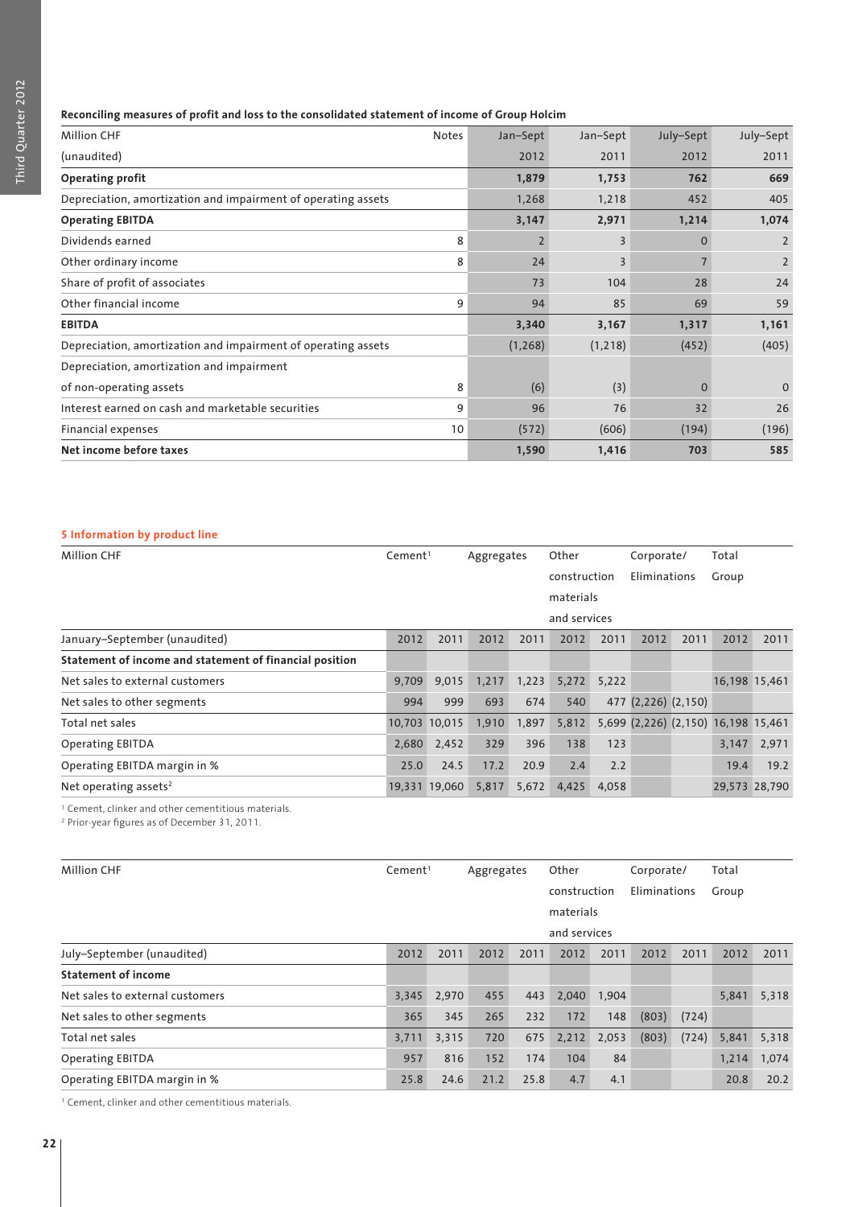**Reconciling measures of profit and loss to the consolidated statement of income of Group Holcim**

| Million CHF | Notes | Jan–Sept | Jan–Sept | July–Sept | July–Sept |
|---|---|---|---|---|---|
| (unaudited) | | 2012 | 2011 | 2012 | 2011 |
| **Operating profit** | | **1,879** | **1,753** | **762** | **669** |
| Depreciation, amortization and impairment of operating assets | | 1,268 | 1,218 | 452 | 405 |
| **Operating EBITDA** | | **3,147** | **2,971** | **1,214** | **1,074** |
| Dividends earned | 8 | 2 | 3 | 0 | 2 |
| Other ordinary income | 8 | 24 | 3 | 7 | 2 |
| Share of profit of associates | | 73 | 104 | 28 | 24 |
| Other financial income | 9 | 94 | 85 | 69 | 59 |
| **EBITDA** | | **3,340** | **3,167** | **1,317** | **1,161** |
| Depreciation, amortization and impairment of operating assets | | (1,268) | (1,218) | (452) | (405) |
| Depreciation, amortization and impairment of non-operating assets | 8 | (6) | (3) | 0 | 0 |
| Interest earned on cash and marketable securities | 9 | 96 | 76 | 32 | 26 |
| Financial expenses | 10 | (572) | (606) | (194) | (196) |
| **Net income before taxes** | | **1,590** | **1,416** | **703** | **585** |

## 5 Information by product line

| Million CHF | Cement[1] | | Aggregates | | Other construction materials and services | | Corporate/ Eliminations | | Total Group | |
|---|---|---|---|---|---|---|---|---|---|---|
| January–September (unaudited) | 2012 | 2011 | 2012 | 2011 | 2012 | 2011 | 2012 | 2011 | 2012 | 2011 |
| **Statement of income and statement of financial position** | | | | | | | | | | |
| Net sales to external customers | 9,709 | 9,015 | 1,217 | 1,223 | 5,272 | 5,222 | | | 16,198 | 15,461 |
| Net sales to other segments | 994 | 999 | 693 | 674 | 540 | 477 | (2,226) | (2,150) | | |
| Total net sales | 10,703 | 10,015 | 1,910 | 1,897 | 5,812 | 5,699 | (2,226) | (2,150) | 16,198 | 15,461 |
| Operating EBITDA | 2,680 | 2,452 | 329 | 396 | 138 | 123 | | | 3,147 | 2,971 |
| Operating EBITDA margin in % | 25.0 | 24.5 | 17.2 | 20.9 | 2.4 | 2.2 | | | 19.4 | 19.2 |
| Net operating assets[2] | 19,331 | 19,060 | 5,817 | 5,672 | 4,425 | 4,058 | | | 29,573 | 28,790 |

[1] Cement, clinker and other cementitious materials.
[2] Prior-year figures as of December 31, 2011.

| Million CHF | Cement[1] | | Aggregates | | Other construction materials and services | | Corporate/ Eliminations | | Total Group | |
|---|---|---|---|---|---|---|---|---|---|---|
| July–September (unaudited) | 2012 | 2011 | 2012 | 2011 | 2012 | 2011 | 2012 | 2011 | 2012 | 2011 |
| **Statement of income** | | | | | | | | | | |
| Net sales to external customers | 3,345 | 2,970 | 455 | 443 | 2,040 | 1,904 | | | 5,841 | 5,318 |
| Net sales to other segments | 365 | 345 | 265 | 232 | 172 | 148 | (803) | (724) | | |
| Total net sales | 3,711 | 3,315 | 720 | 675 | 2,212 | 2,053 | (803) | (724) | 5,841 | 5,318 |
| Operating EBITDA | 957 | 816 | 152 | 174 | 104 | 84 | | | 1,214 | 1,074 |
| Operating EBITDA margin in % | 25.8 | 24.6 | 21.2 | 25.8 | 4.7 | 4.1 | | | 20.8 | 20.2 |

[1] Cement, clinker and other cementitious materials.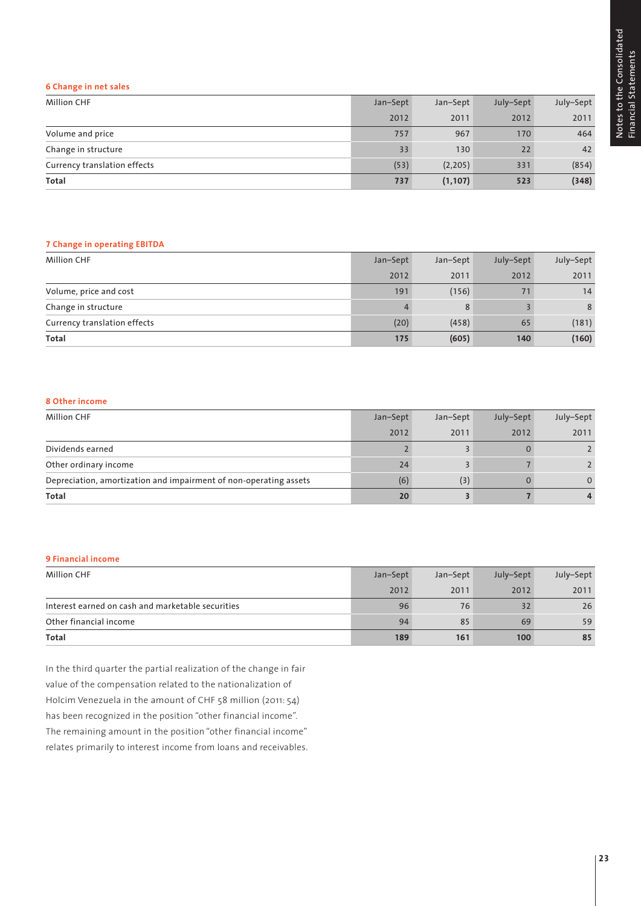### 6 Change in net sales

| Million CHF | Jan–Sept 2012 | Jan–Sept 2011 | July–Sept 2012 | July–Sept 2011 |
|---|---|---|---|---|
| Volume and price | 757 | 967 | 170 | 464 |
| Change in structure | 33 | 130 | 22 | 42 |
| Currency translation effects | (53) | (2,205) | 331 | (854) |
| **Total** | **737** | **(1,107)** | **523** | **(348)** |

### 7 Change in operating EBITDA

| Million CHF | Jan–Sept 2012 | Jan–Sept 2011 | July–Sept 2012 | July–Sept 2011 |
|---|---|---|---|---|
| Volume, price and cost | 191 | (156) | 71 | 14 |
| Change in structure | 4 | 8 | 3 | 8 |
| Currency translation effects | (20) | (458) | 65 | (181) |
| **Total** | **175** | **(605)** | **140** | **(160)** |

### 8 Other income

| Million CHF | Jan–Sept 2012 | Jan–Sept 2011 | July–Sept 2012 | July–Sept 2011 |
|---|---|---|---|---|
| Dividends earned | 2 | 3 | 0 | 2 |
| Other ordinary income | 24 | 3 | 7 | 2 |
| Depreciation, amortization and impairment of non-operating assets | (6) | (3) | 0 | 0 |
| **Total** | **20** | **3** | **7** | **4** |

### 9 Financial income

| Million CHF | Jan–Sept 2012 | Jan–Sept 2011 | July–Sept 2012 | July–Sept 2011 |
|---|---|---|---|---|
| Interest earned on cash and marketable securities | 96 | 76 | 32 | 26 |
| Other financial income | 94 | 85 | 69 | 59 |
| **Total** | **189** | **161** | **100** | **85** |

In the third quarter the partial realization of the change in fair value of the compensation related to the nationalization of Holcim Venezuela in the amount of CHF 58 million (2011: 54) has been recognized in the position "other financial income". The remaining amount in the position "other financial income" relates primarily to interest income from loans and receivables.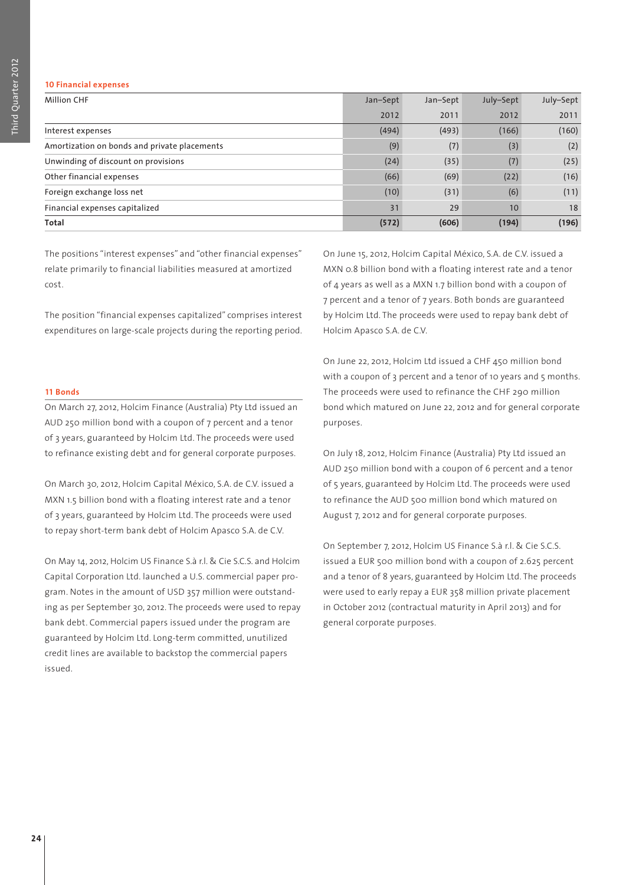## 10 Financial expenses

| Million CHF | Jan–Sept 2012 | Jan–Sept 2011 | July–Sept 2012 | July–Sept 2011 |
|---|---|---|---|---|
| Interest expenses | (494) | (493) | (166) | (160) |
| Amortization on bonds and private placements | (9) | (7) | (3) | (2) |
| Unwinding of discount on provisions | (24) | (35) | (7) | (25) |
| Other financial expenses | (66) | (69) | (22) | (16) |
| Foreign exchange loss net | (10) | (31) | (6) | (11) |
| Financial expenses capitalized | 31 | 29 | 10 | 18 |
| **Total** | **(572)** | **(606)** | **(194)** | **(196)** |

The positions "interest expenses" and "other financial expenses" relate primarily to financial liabilities measured at amortized cost.

The position "financial expenses capitalized" comprises interest expenditures on large-scale projects during the reporting period.

## 11 Bonds

On March 27, 2012, Holcim Finance (Australia) Pty Ltd issued an AUD 250 million bond with a coupon of 7 percent and a tenor of 3 years, guaranteed by Holcim Ltd. The proceeds were used to refinance existing debt and for general corporate purposes.

On March 30, 2012, Holcim Capital México, S.A. de C.V. issued a MXN 1.5 billion bond with a floating interest rate and a tenor of 3 years, guaranteed by Holcim Ltd. The proceeds were used to repay short-term bank debt of Holcim Apasco S.A. de C.V.

On May 14, 2012, Holcim US Finance S.à r.l. & Cie S.C.S. and Holcim Capital Corporation Ltd. launched a U.S. commercial paper program. Notes in the amount of USD 357 million were outstanding as per September 30, 2012. The proceeds were used to repay bank debt. Commercial papers issued under the program are guaranteed by Holcim Ltd. Long-term committed, unutilized credit lines are available to backstop the commercial papers issued.

On June 15, 2012, Holcim Capital México, S.A. de C.V. issued a MXN 0.8 billion bond with a floating interest rate and a tenor of 4 years as well as a MXN 1.7 billion bond with a coupon of 7 percent and a tenor of 7 years. Both bonds are guaranteed by Holcim Ltd. The proceeds were used to repay bank debt of Holcim Apasco S.A. de C.V.

On June 22, 2012, Holcim Ltd issued a CHF 450 million bond with a coupon of 3 percent and a tenor of 10 years and 5 months. The proceeds were used to refinance the CHF 290 million bond which matured on June 22, 2012 and for general corporate purposes.

On July 18, 2012, Holcim Finance (Australia) Pty Ltd issued an AUD 250 million bond with a coupon of 6 percent and a tenor of 5 years, guaranteed by Holcim Ltd. The proceeds were used to refinance the AUD 500 million bond which matured on August 7, 2012 and for general corporate purposes.

On September 7, 2012, Holcim US Finance S.à r.l. & Cie S.C.S. issued a EUR 500 million bond with a coupon of 2.625 percent and a tenor of 8 years, guaranteed by Holcim Ltd. The proceeds were used to early repay a EUR 358 million private placement in October 2012 (contractual maturity in April 2013) and for general corporate purposes.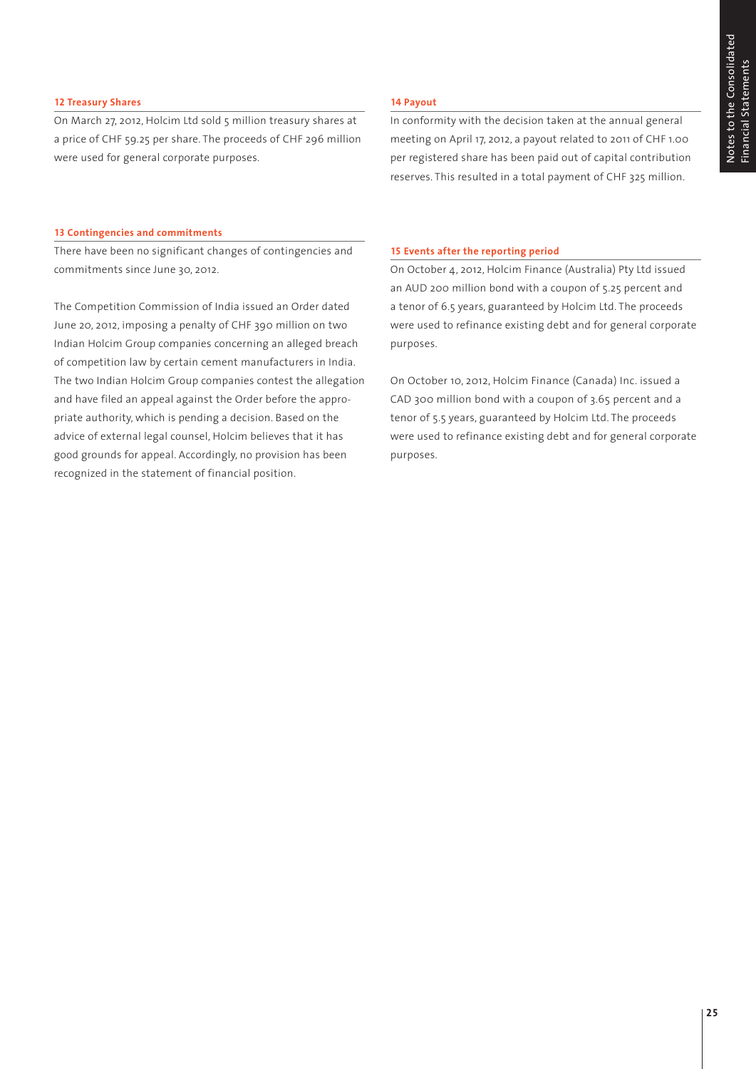### 12 Treasury Shares

On March 27, 2012, Holcim Ltd sold 5 million treasury shares at a price of CHF 59.25 per share. The proceeds of CHF 296 million were used for general corporate purposes.

### 13 Contingencies and commitments

There have been no significant changes of contingencies and commitments since June 30, 2012.

The Competition Commission of India issued an Order dated June 20, 2012, imposing a penalty of CHF 390 million on two Indian Holcim Group companies concerning an alleged breach of competition law by certain cement manufacturers in India. The two Indian Holcim Group companies contest the allegation and have filed an appeal against the Order before the appropriate authority, which is pending a decision. Based on the advice of external legal counsel, Holcim believes that it has good grounds for appeal. Accordingly, no provision has been recognized in the statement of financial position.

### 14 Payout

In conformity with the decision taken at the annual general meeting on April 17, 2012, a payout related to 2011 of CHF 1.00 per registered share has been paid out of capital contribution reserves. This resulted in a total payment of CHF 325 million.

### 15 Events after the reporting period

On October 4, 2012, Holcim Finance (Australia) Pty Ltd issued an AUD 200 million bond with a coupon of 5.25 percent and a tenor of 6.5 years, guaranteed by Holcim Ltd. The proceeds were used to refinance existing debt and for general corporate purposes.

On October 10, 2012, Holcim Finance (Canada) Inc. issued a CAD 300 million bond with a coupon of 3.65 percent and a tenor of 5.5 years, guaranteed by Holcim Ltd. The proceeds were used to refinance existing debt and for general corporate purposes.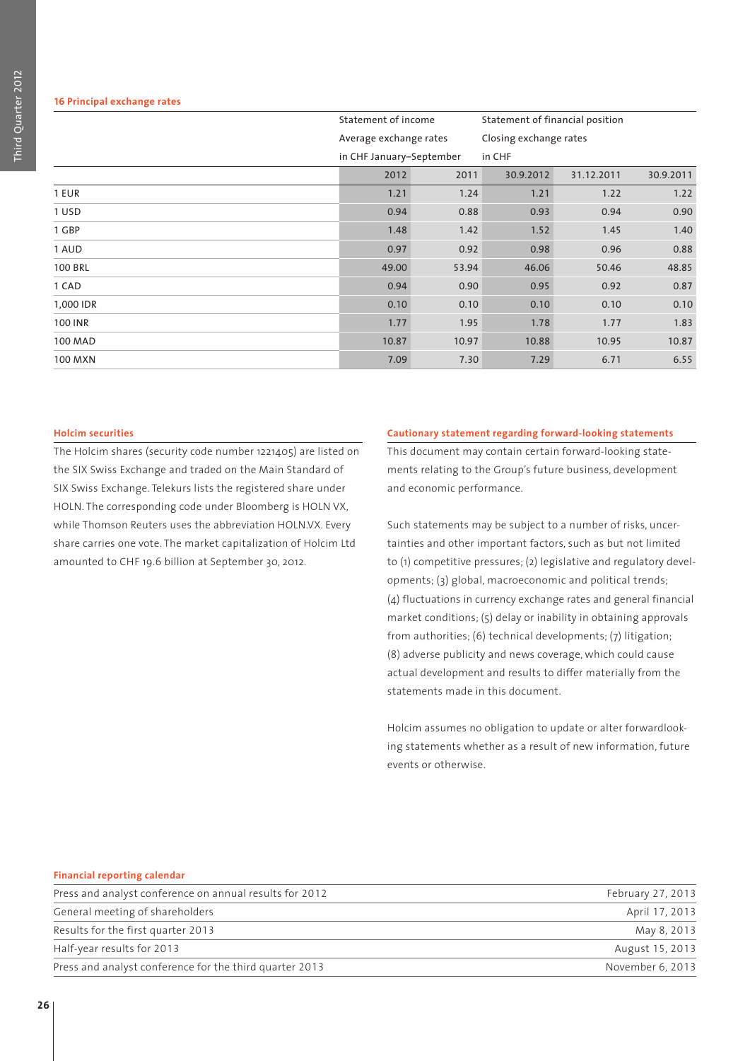## 16 Principal exchange rates

| | Statement of income | | Statement of financial position | | |
|---|---|---|---|---|---|
| | Average exchange rates | | Closing exchange rates | | |
| | in CHF January–September | | in CHF | | |
| | 2012 | 2011 | 30.9.2012 | 31.12.2011 | 30.9.2011 |
| 1 EUR | 1.21 | 1.24 | 1.21 | 1.22 | 1.22 |
| 1 USD | 0.94 | 0.88 | 0.93 | 0.94 | 0.90 |
| 1 GBP | 1.48 | 1.42 | 1.52 | 1.45 | 1.40 |
| 1 AUD | 0.97 | 0.92 | 0.98 | 0.96 | 0.88 |
| 100 BRL | 49.00 | 53.94 | 46.06 | 50.46 | 48.85 |
| 1 CAD | 0.94 | 0.90 | 0.95 | 0.92 | 0.87 |
| 1,000 IDR | 0.10 | 0.10 | 0.10 | 0.10 | 0.10 |
| 100 INR | 1.77 | 1.95 | 1.78 | 1.77 | 1.83 |
| 100 MAD | 10.87 | 10.97 | 10.88 | 10.95 | 10.87 |
| 100 MXN | 7.09 | 7.30 | 7.29 | 6.71 | 6.55 |

### Holcim securities

The Holcim shares (security code number 1221405) are listed on the SIX Swiss Exchange and traded on the Main Standard of SIX Swiss Exchange. Telekurs lists the registered share under HOLN. The corresponding code under Bloomberg is HOLN VX, while Thomson Reuters uses the abbreviation HOLN.VX. Every share carries one vote. The market capitalization of Holcim Ltd amounted to CHF 19.6 billion at September 30, 2012.

### Cautionary statement regarding forward-looking statements

This document may contain certain forward-looking statements relating to the Group's future business, development and economic performance.

Such statements may be subject to a number of risks, uncertainties and other important factors, such as but not limited to (1) competitive pressures; (2) legislative and regulatory developments; (3) global, macroeconomic and political trends; (4) fluctuations in currency exchange rates and general financial market conditions; (5) delay or inability in obtaining approvals from authorities; (6) technical developments; (7) litigation; (8) adverse publicity and news coverage, which could cause actual development and results to differ materially from the statements made in this document.

Holcim assumes no obligation to update or alter forwardlooking statements whether as a result of new information, future events or otherwise.

### Financial reporting calendar

| | |
|---|---|
| Press and analyst conference on annual results for 2012 | February 27, 2013 |
| General meeting of shareholders | April 17, 2013 |
| Results for the first quarter 2013 | May 8, 2013 |
| Half-year results for 2013 | August 15, 2013 |
| Press and analyst conference for the third quarter 2013 | November 6, 2013 |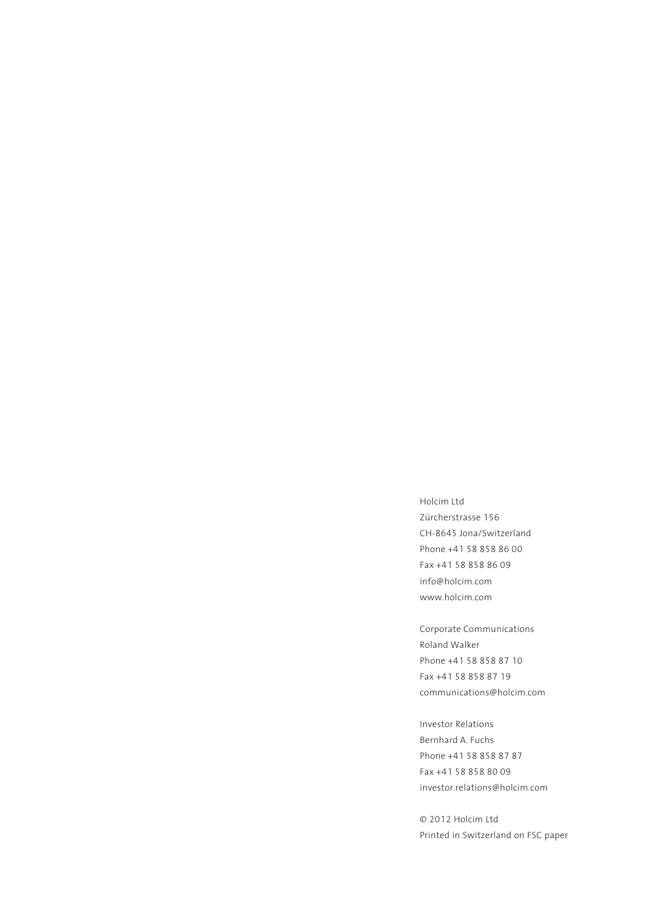Holcim Ltd
Zürcherstrasse 156
CH-8645 Jona/Switzerland
Phone +41 58 858 86 00
Fax +41 58 858 86 09
info@holcim.com
www.holcim.com

Corporate Communications
Roland Walker
Phone +41 58 858 87 10
Fax +41 58 858 87 19
communications@holcim.com

Investor Relations
Bernhard A. Fuchs
Phone +41 58 858 87 87
Fax +41 58 858 80 09
investor.relations@holcim.com

© 2012 Holcim Ltd
Printed in Switzerland on FSC paper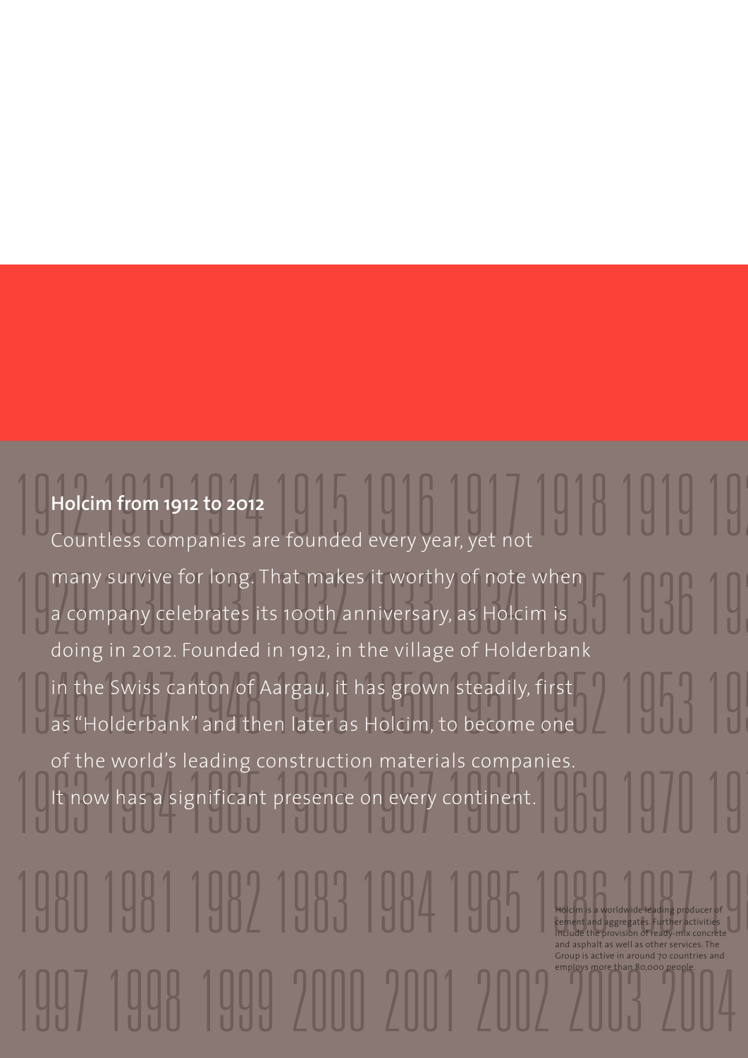## Holcim from 1912 to 2012

Countless companies are founded every year, yet not many survive for long. That makes it worthy of note when a company celebrates its 100th anniversary, as Holcim is doing in 2012. Founded in 1912, in the village of Holderbank in the Swiss canton of Aargau, it has grown steadily, first as "Holderbank" and then later as Holcim, to become one of the world's leading construction materials companies. It now has a significant presence on every continent.

Holcim is a worldwide leading producer of cement and aggregates. Further activities include the provision of ready-mix concrete and asphalt as well as other services. The Group is active in around 70 countries and employs more than 80,000 people.